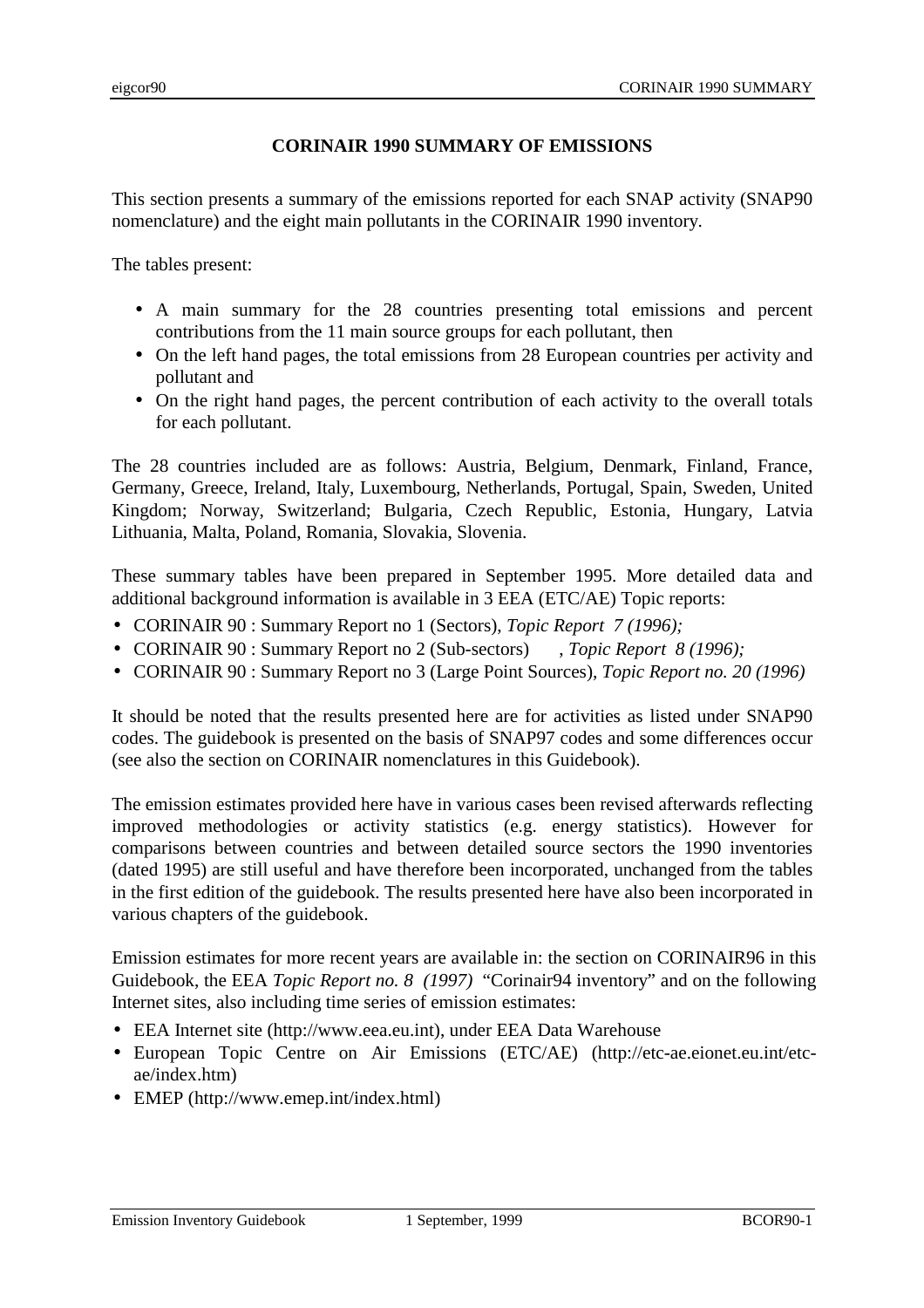# CORINAIR 1990 SUMMARY OF EMISSIONS

This section presents a summary of the emissions reported for each SNAP activity (SNAP90 nomenclature) and the eight main pollutants in the CORINAIR 1990 inventory.

The tables present:

- A main summary for the 28 countries presenting total emissions and percent contributions from the 11 main source groups for each pollutant, then
- On the left hand pages, the total emissions from 28 European countries per activity and pollutant and
- On the right hand pages, the percent contribution of each activity to the overall totals for each pollutant.

The 28 countries included are as follows: Austria, Belgium, Denmark, Finland, France, Germany, Greece, Ireland, Italy, Luxembourg, Netherlands, Portugal, Spain, Sweden, United Kingdom; Norway, Switzerland; Bulgaria, Czech Republic, Estonia, Hungary, Latvia Lithuania, Malta, Poland, Romania, Slovakia, Slovenia.

These summary tables have been prepared in September 1995. More detailed data and additional background information is available in 3 EEA (ETC/AE) Topic reports:

- CORINAIR 90 : Summary Report no 1 (Sectors), *Topic Report 7 (1996);*
- CORINAIR 90 : Summary Report no 2 (Sub-sectors) , *Topic Report 8 (1996);*
- CORINAIR 90 : Summary Report no 3 (Large Point Sources), *Topic Report no. 20 (1996)*

It should be noted that the results presented here are for activities as listed under SNAP90 codes. The guidebook is presented on the basis of SNAP97 codes and some differences occur (see also the section on CORINAIR nomenclatures in this Guidebook).

The emission estimates provided here have in various cases been revised afterwards reflecting improved methodologies or activity statistics (e.g. energy statistics). However for comparisons between countries and between detailed source sectors the 1990 inventories (dated 1995) are still useful and have therefore been incorporated, unchanged from the tables in the first edition of the guidebook. The results presented here have also been incorporated in various chapters of the guidebook.

Emission estimates for more recent years are available in: the section on CORINAIR96 in this Guidebook, the EEA *Topic Report no. 8 (1997)* "Corinair94 inventory" and on the following Internet sites, also including time series of emission estimates:

- EEA Internet site (http://www.eea.eu.int), under EEA Data Warehouse
- European Topic Centre on Air Emissions (ETC/AE) (http://etc-ae.eionet.eu.int/etc-ae/index.htm)
- EMEP (http://www.emep.int/index.html)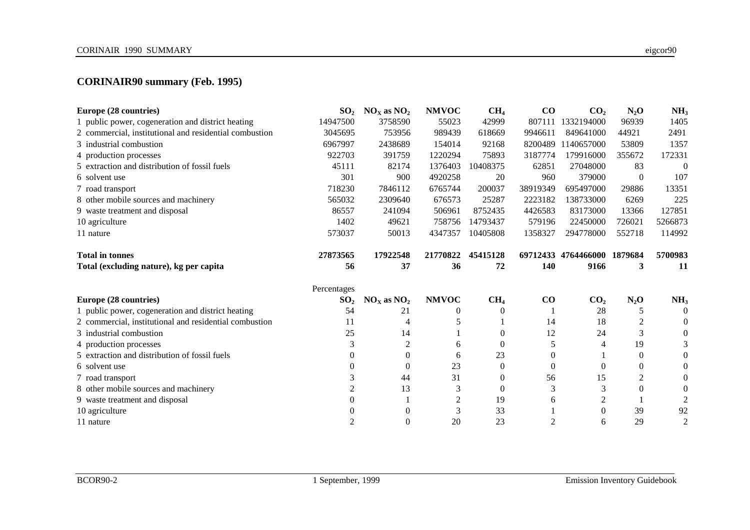## CORINAIR90 summary (Feb. 1995)

| Europe (28 countries) | $SO_2$ | $NO_X$ as $NO_2$ | NMVOC | $CH_4$ | CO | $CO_2$ | $N_2O$ | $NH_3$ |
|---|---|---|---|---|---|---|---|---|
| 1 public power, cogeneration and district heating | 14947500 | 3758590 | 55023 | 42999 | 807111 | 1332194000 | 96939 | 1405 |
| 2 commercial, institutional and residential combustion | 3045695 | 753956 | 989439 | 618669 | 9946611 | 849641000 | 44921 | 2491 |
| 3 industrial combustion | 6967997 | 2438689 | 154014 | 92168 | 8200489 | 1140657000 | 53809 | 1357 |
| 4 production processes | 922703 | 391759 | 1220294 | 75893 | 3187774 | 179916000 | 355672 | 172331 |
| 5 extraction and distribution of fossil fuels | 45111 | 82174 | 1376403 | 10408375 | 62851 | 27048000 | 83 | 0 |
| 6 solvent use | 301 | 900 | 4920258 | 20 | 960 | 379000 | 0 | 107 |
| 7 road transport | 718230 | 7846112 | 6765744 | 200037 | 38919349 | 695497000 | 29886 | 13351 |
| 8 other mobile sources and machinery | 565032 | 2309640 | 676573 | 25287 | 2223182 | 138733000 | 6269 | 225 |
| 9 waste treatment and disposal | 86557 | 241094 | 506961 | 8752435 | 4426583 | 83173000 | 13366 | 127851 |
| 10 agriculture | 1402 | 49621 | 758756 | 14793437 | 579196 | 22450000 | 726021 | 5266873 |
| 11 nature | 573037 | 50013 | 4347357 | 10405808 | 1358327 | 294778000 | 552718 | 114992 |
| **Total in tonnes** | **27873565** | **17922548** | **21770822** | **45415128** | **69712433** | **4764466000** | **1879684** | **5700983** |
| **Total (excluding nature), kg per capita** | **56** | **37** | **36** | **72** | **140** | **9166** | **3** | **11** |

Percentages

| Europe (28 countries) | $SO_2$ | $NO_X$ as $NO_2$ | NMVOC | $CH_4$ | CO | $CO_2$ | $N_2O$ | $NH_3$ |
|---|---|---|---|---|---|---|---|---|
| 1 public power, cogeneration and district heating | 54 | 21 | 0 | 0 | 1 | 28 | 5 | 0 |
| 2 commercial, institutional and residential combustion | 11 | 4 | 5 | 1 | 14 | 18 | 2 | 0 |
| 3 industrial combustion | 25 | 14 | 1 | 0 | 12 | 24 | 3 | 0 |
| 4 production processes | 3 | 2 | 6 | 0 | 5 | 4 | 19 | 3 |
| 5 extraction and distribution of fossil fuels | 0 | 0 | 6 | 23 | 0 | 1 | 0 | 0 |
| 6 solvent use | 0 | 0 | 23 | 0 | 0 | 0 | 0 | 0 |
| 7 road transport | 3 | 44 | 31 | 0 | 56 | 15 | 2 | 0 |
| 8 other mobile sources and machinery | 2 | 13 | 3 | 0 | 3 | 3 | 0 | 0 |
| 9 waste treatment and disposal | 0 | 1 | 2 | 19 | 6 | 2 | 1 | 2 |
| 10 agriculture | 0 | 0 | 3 | 33 | 1 | 0 | 39 | 92 |
| 11 nature | 2 | 0 | 20 | 23 | 2 | 6 | 29 | 2 |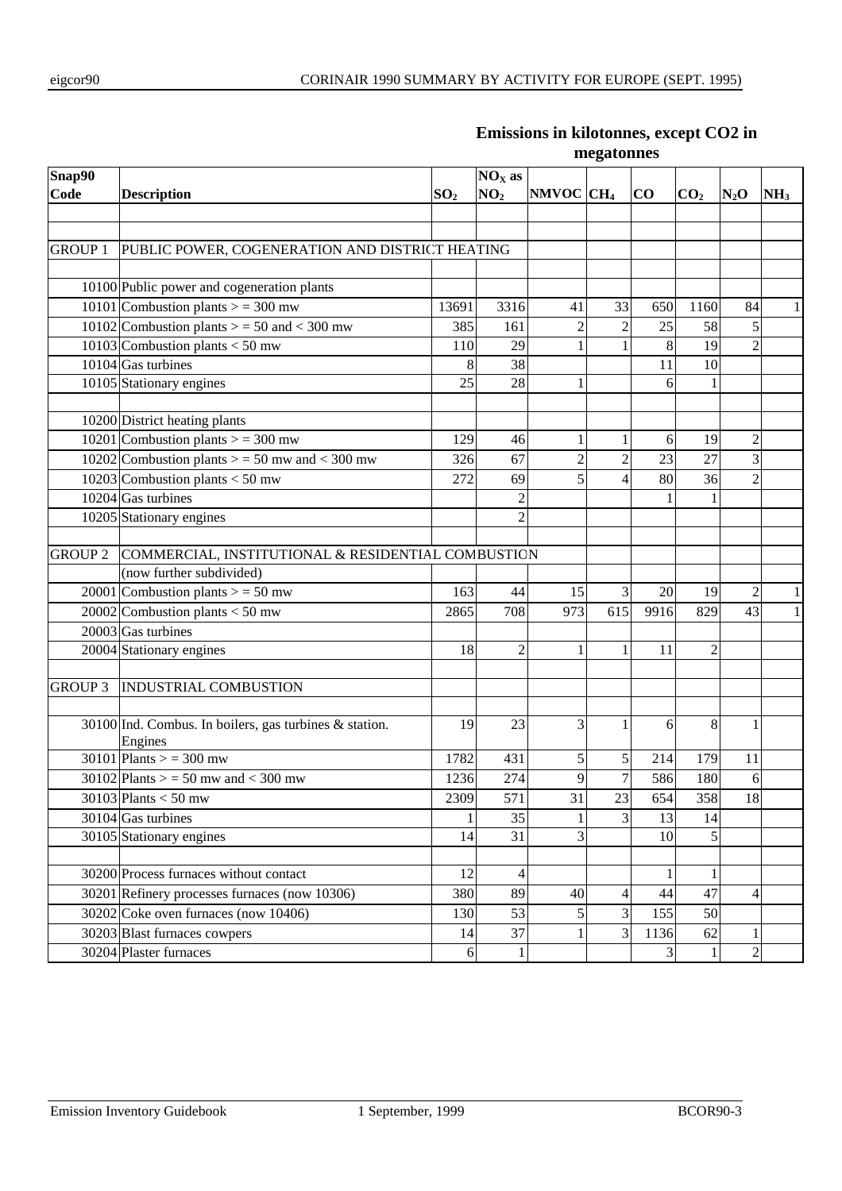**Emissions in kilotonnes, except CO2 in megatonnes**

| Snap90 Code | Description | $SO_2$ | $NO_X$ as $NO_2$ | NMVOC | $CH_4$ | CO | $CO_2$ | $N_2O$ | $NH_3$ |
|---|---|---|---|---|---|---|---|---|---|
| | | | | | | | | | |
| | | | | | | | | | |
| GROUP 1 | PUBLIC POWER, COGENERATION AND DISTRICT HEATING | | | | | | | | |
| | | | | | | | | | |
| 10100 | Public power and cogeneration plants | | | | | | | | |
| 10101 | Combustion plants > = 300 mw | 13691 | 3316 | 41 | 33 | 650 | 1160 | 84 | 1 |
| 10102 | Combustion plants > = 50 and < 300 mw | 385 | 161 | 2 | 2 | 25 | 58 | 5 | |
| 10103 | Combustion plants < 50 mw | 110 | 29 | 1 | 1 | 8 | 19 | 2 | |
| 10104 | Gas turbines | 8 | 38 | | | 11 | 10 | | |
| 10105 | Stationary engines | 25 | 28 | 1 | | 6 | 1 | | |
| | | | | | | | | | |
| 10200 | District heating plants | | | | | | | | |
| 10201 | Combustion plants > = 300 mw | 129 | 46 | 1 | 1 | 6 | 19 | 2 | |
| 10202 | Combustion plants > = 50 mw and < 300 mw | 326 | 67 | 2 | 2 | 23 | 27 | 3 | |
| 10203 | Combustion plants < 50 mw | 272 | 69 | 5 | 4 | 80 | 36 | 2 | |
| 10204 | Gas turbines | | 2 | | | 1 | 1 | | |
| 10205 | Stationary engines | | 2 | | | | | | |
| | | | | | | | | | |
| GROUP 2 | COMMERCIAL, INSTITUTIONAL & RESIDENTIAL COMBUSTION | | | | | | | | |
| | (now further subdivided) | | | | | | | | |
| 20001 | Combustion plants > = 50 mw | 163 | 44 | 15 | 3 | 20 | 19 | 2 | 1 |
| 20002 | Combustion plants < 50 mw | 2865 | 708 | 973 | 615 | 9916 | 829 | 43 | 1 |
| 20003 | Gas turbines | | | | | | | | |
| 20004 | Stationary engines | 18 | 2 | 1 | 1 | 11 | 2 | | |
| | | | | | | | | | |
| GROUP 3 | INDUSTRIAL COMBUSTION | | | | | | | | |
| | | | | | | | | | |
| 30100 | Ind. Combus. In boilers, gas turbines & station. Engines | 19 | 23 | 3 | 1 | 6 | 8 | 1 | |
| 30101 | Plants > = 300 mw | 1782 | 431 | 5 | 5 | 214 | 179 | 11 | |
| 30102 | Plants > = 50 mw and < 300 mw | 1236 | 274 | 9 | 7 | 586 | 180 | 6 | |
| 30103 | Plants < 50 mw | 2309 | 571 | 31 | 23 | 654 | 358 | 18 | |
| 30104 | Gas turbines | 1 | 35 | 1 | 3 | 13 | 14 | | |
| 30105 | Stationary engines | 14 | 31 | 3 | | 10 | 5 | | |
| | | | | | | | | | |
| 30200 | Process furnaces without contact | 12 | 4 | | | 1 | 1 | | |
| 30201 | Refinery processes furnaces (now 10306) | 380 | 89 | 40 | 4 | 44 | 47 | 4 | |
| 30202 | Coke oven furnaces (now 10406) | 130 | 53 | 5 | 3 | 155 | 50 | | |
| 30203 | Blast furnaces cowpers | 14 | 37 | 1 | 3 | 1136 | 62 | 1 | |
| 30204 | Plaster furnaces | 6 | 1 | | | 3 | 1 | 2 | |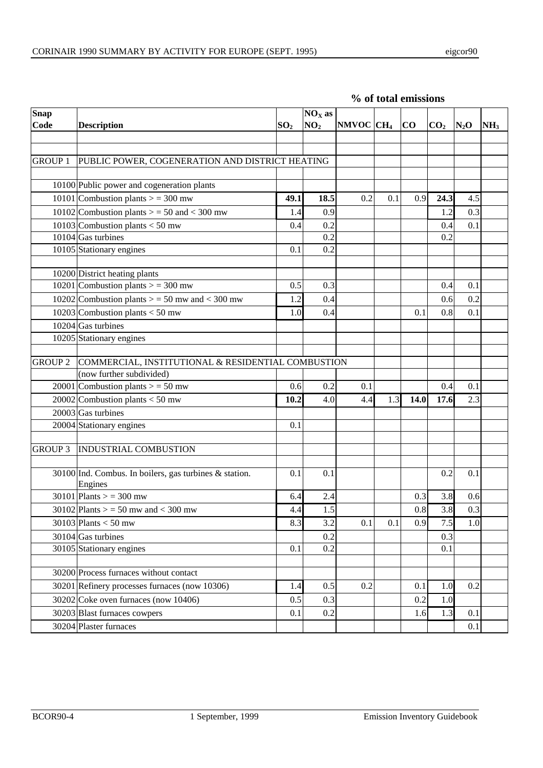**% of total emissions**

| Snap Code | Description | $SO_2$ | $NO_X$ as $NO_2$ | NMVOC | $CH_4$ | CO | $CO_2$ | $N_2O$ | $NH_3$ |
|---|---|---|---|---|---|---|---|---|---|
| | | | | | | | | | |
| | | | | | | | | | |
| GROUP 1 | PUBLIC POWER, COGENERATION AND DISTRICT HEATING | | | | | | | | |
| | | | | | | | | | |
| 10100 | Public power and cogeneration plants | | | | | | | | |
| 10101 | Combustion plants > = 300 mw | **49.1** | **18.5** | 0.2 | 0.1 | 0.9 | **24.3** | 4.5 | |
| 10102 | Combustion plants > = 50 and < 300 mw | 1.4 | 0.9 | | | | 1.2 | 0.3 | |
| 10103 | Combustion plants < 50 mw | 0.4 | 0.2 | | | | 0.4 | 0.1 | |
| 10104 | Gas turbines | | 0.2 | | | | 0.2 | | |
| 10105 | Stationary engines | 0.1 | 0.2 | | | | | | |
| | | | | | | | | | |
| 10200 | District heating plants | | | | | | | | |
| 10201 | Combustion plants > = 300 mw | 0.5 | 0.3 | | | | 0.4 | 0.1 | |
| 10202 | Combustion plants > = 50 mw and < 300 mw | 1.2 | 0.4 | | | | 0.6 | 0.2 | |
| 10203 | Combustion plants < 50 mw | 1.0 | 0.4 | | | 0.1 | 0.8 | 0.1 | |
| 10204 | Gas turbines | | | | | | | | |
| 10205 | Stationary engines | | | | | | | | |
| | | | | | | | | | |
| GROUP 2 | COMMERCIAL, INSTITUTIONAL & RESIDENTIAL COMBUSTION | | | | | | | | |
| | (now further subdivided) | | | | | | | | |
| 20001 | Combustion plants > = 50 mw | 0.6 | 0.2 | 0.1 | | | 0.4 | 0.1 | |
| 20002 | Combustion plants < 50 mw | **10.2** | 4.0 | 4.4 | 1.3 | **14.0** | **17.6** | 2.3 | |
| 20003 | Gas turbines | | | | | | | | |
| 20004 | Stationary engines | 0.1 | | | | | | | |
| | | | | | | | | | |
| GROUP 3 | INDUSTRIAL COMBUSTION | | | | | | | | |
| | | | | | | | | | |
| 30100 | Ind. Combus. In boilers, gas turbines & station. Engines | 0.1 | 0.1 | | | | 0.2 | 0.1 | |
| 30101 | Plants > = 300 mw | 6.4 | 2.4 | | | 0.3 | 3.8 | 0.6 | |
| 30102 | Plants > = 50 mw and < 300 mw | 4.4 | 1.5 | | | 0.8 | 3.8 | 0.3 | |
| 30103 | Plants < 50 mw | 8.3 | 3.2 | 0.1 | 0.1 | 0.9 | 7.5 | 1.0 | |
| 30104 | Gas turbines | | 0.2 | | | | 0.3 | | |
| 30105 | Stationary engines | 0.1 | 0.2 | | | | 0.1 | | |
| | | | | | | | | | |
| 30200 | Process furnaces without contact | | | | | | | | |
| 30201 | Refinery processes furnaces (now 10306) | 1.4 | 0.5 | 0.2 | | 0.1 | 1.0 | 0.2 | |
| 30202 | Coke oven furnaces (now 10406) | 0.5 | 0.3 | | | 0.2 | 1.0 | | |
| 30203 | Blast furnaces cowpers | 0.1 | 0.2 | | | 1.6 | 1.3 | 0.1 | |
| 30204 | Plaster furnaces | | | | | | | 0.1 | |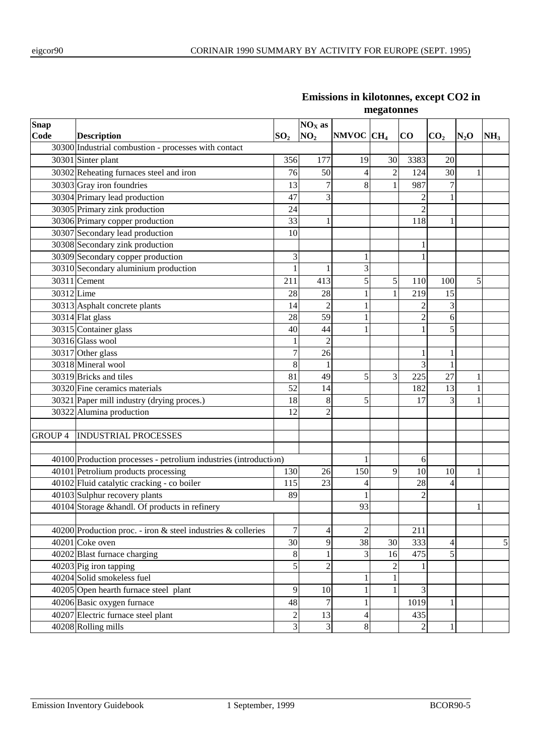**Emissions in kilotonnes, except CO2 in megatonnes**

| Snap Code | Description | $SO_2$ | $NO_X$ as $NO_2$ | NMVOC | $CH_4$ | CO | $CO_2$ | $N_2O$ | $NH_3$ |
|---|---|---|---|---|---|---|---|---|---|
| 30300 | Industrial combustion - processes with contact | | | | | | | | |
| 30301 | Sinter plant | 356 | 177 | 19 | 30 | 3383 | 20 | | |
| 30302 | Reheating furnaces steel and iron | 76 | 50 | 4 | 2 | 124 | 30 | 1 | |
| 30303 | Gray iron foundries | 13 | 7 | 8 | 1 | 987 | 7 | | |
| 30304 | Primary lead production | 47 | 3 | | | 2 | 1 | | |
| 30305 | Primary zink production | 24 | | | | 2 | | | |
| 30306 | Primary copper production | 33 | 1 | | | 118 | 1 | | |
| 30307 | Secondary lead production | 10 | | | | | | | |
| 30308 | Secondary zink production | | | | | 1 | | | |
| 30309 | Secondary copper production | 3 | | 1 | | 1 | | | |
| 30310 | Secondary aluminium production | 1 | 1 | 3 | | | | | |
| 30311 | Cement | 211 | 413 | 5 | 5 | 110 | 100 | 5 | |
| 30312 | Lime | 28 | 28 | 1 | 1 | 219 | 15 | | |
| 30313 | Asphalt concrete plants | 14 | 2 | 1 | | 2 | 3 | | |
| 30314 | Flat glass | 28 | 59 | 1 | | 2 | 6 | | |
| 30315 | Container glass | 40 | 44 | 1 | | 1 | 5 | | |
| 30316 | Glass wool | 1 | 2 | | | | | | |
| 30317 | Other glass | 7 | 26 | | | 1 | 1 | | |
| 30318 | Mineral wool | 8 | 1 | | | 3 | 1 | | |
| 30319 | Bricks and tiles | 81 | 49 | 5 | 3 | 225 | 27 | 1 | |
| 30320 | Fine ceramics materials | 52 | 14 | | | 182 | 13 | 1 | |
| 30321 | Paper mill industry (drying proces.) | 18 | 8 | 5 | | 17 | 3 | 1 | |
| 30322 | Alumina production | 12 | 2 | | | | | | |
| | | | | | | | | | |
| GROUP 4 | INDUSTRIAL PROCESSES | | | | | | | | |
| | | | | | | | | | |
| 40100 | Production processes - petrolium industries (introduction) | | | 1 | | 6 | | | |
| 40101 | Petrolium products processing | 130 | 26 | 150 | 9 | 10 | 10 | 1 | |
| 40102 | Fluid catalytic cracking - co boiler | 115 | 23 | 4 | | 28 | 4 | | |
| 40103 | Sulphur recovery plants | 89 | | 1 | | 2 | | | |
| 40104 | Storage &handl. Of products in refinery | | | 93 | | | | 1 | |
| | | | | | | | | | |
| 40200 | Production proc. - iron & steel industries & colleries | 7 | 4 | 2 | | 211 | | | |
| 40201 | Coke oven | 30 | 9 | 38 | 30 | 333 | 4 | | 5 |
| 40202 | Blast furnace charging | 8 | 1 | 3 | 16 | 475 | 5 | | |
| 40203 | Pig iron tapping | 5 | 2 | | 2 | 1 | | | |
| 40204 | Solid smokeless fuel | | | 1 | 1 | | | | |
| 40205 | Open hearth furnace steel plant | 9 | 10 | 1 | 1 | 3 | | | |
| 40206 | Basic oxygen furnace | 48 | 7 | 1 | | 1019 | 1 | | |
| 40207 | Electric furnace steel plant | 2 | 13 | 4 | | 435 | | | |
| 40208 | Rolling mills | 3 | 3 | 8 | | 2 | 1 | | |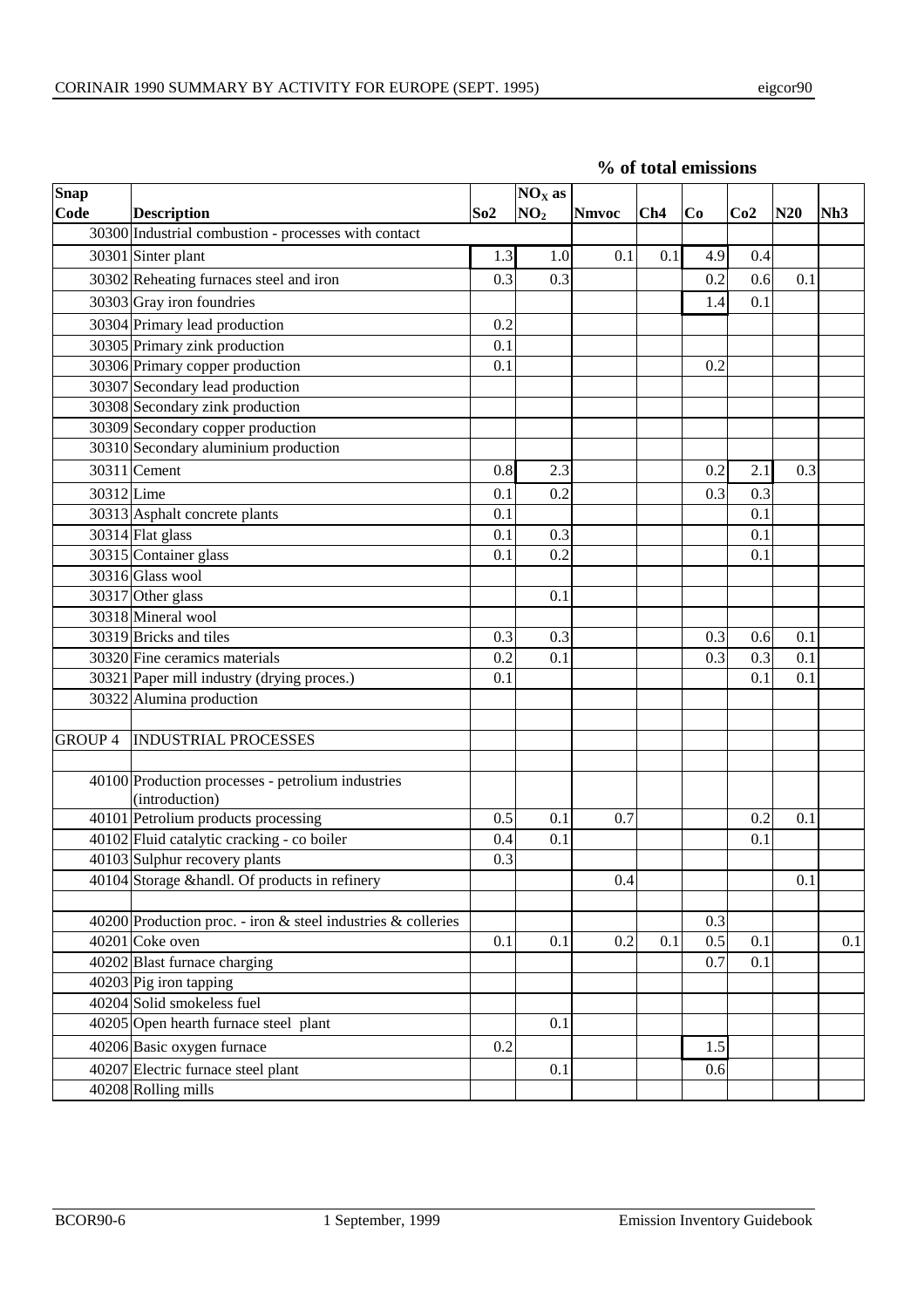**% of total emissions**

| Snap Code | Description | So2 | $NO_X$ as $NO_2$ | Nmvoc | Ch4 | Co | Co2 | N20 | Nh3 |
|---|---|---|---|---|---|---|---|---|---|
| 30300 | Industrial combustion - processes with contact | | | | | | | | |
| 30301 | Sinter plant | 1.3 | 1.0 | 0.1 | 0.1 | 4.9 | 0.4 | | |
| 30302 | Reheating furnaces steel and iron | 0.3 | 0.3 | | | 0.2 | 0.6 | 0.1 | |
| 30303 | Gray iron foundries | | | | | 1.4 | 0.1 | | |
| 30304 | Primary lead production | 0.2 | | | | | | | |
| 30305 | Primary zink production | 0.1 | | | | | | | |
| 30306 | Primary copper production | 0.1 | | | | 0.2 | | | |
| 30307 | Secondary lead production | | | | | | | | |
| 30308 | Secondary zink production | | | | | | | | |
| 30309 | Secondary copper production | | | | | | | | |
| 30310 | Secondary aluminium production | | | | | | | | |
| 30311 | Cement | 0.8 | 2.3 | | | 0.2 | 2.1 | 0.3 | |
| 30312 | Lime | 0.1 | 0.2 | | | 0.3 | 0.3 | | |
| 30313 | Asphalt concrete plants | 0.1 | | | | | 0.1 | | |
| 30314 | Flat glass | 0.1 | 0.3 | | | | 0.1 | | |
| 30315 | Container glass | 0.1 | 0.2 | | | | 0.1 | | |
| 30316 | Glass wool | | | | | | | | |
| 30317 | Other glass | | 0.1 | | | | | | |
| 30318 | Mineral wool | | | | | | | | |
| 30319 | Bricks and tiles | 0.3 | 0.3 | | | 0.3 | 0.6 | 0.1 | |
| 30320 | Fine ceramics materials | 0.2 | 0.1 | | | 0.3 | 0.3 | 0.1 | |
| 30321 | Paper mill industry (drying proces.) | 0.1 | | | | | 0.1 | 0.1 | |
| 30322 | Alumina production | | | | | | | | |
| | | | | | | | | | |
| GROUP 4 | INDUSTRIAL PROCESSES | | | | | | | | |
| | | | | | | | | | |
| 40100 | Production processes - petrolium industries (introduction) | | | | | | | | |
| 40101 | Petrolium products processing | 0.5 | 0.1 | 0.7 | | | 0.2 | 0.1 | |
| 40102 | Fluid catalytic cracking - co boiler | 0.4 | 0.1 | | | | 0.1 | | |
| 40103 | Sulphur recovery plants | 0.3 | | | | | | | |
| 40104 | Storage &handl. Of products in refinery | | | 0.4 | | | | 0.1 | |
| | | | | | | | | | |
| 40200 | Production proc. - iron & steel industries & colleries | | | | | 0.3 | | | |
| 40201 | Coke oven | 0.1 | 0.1 | 0.2 | 0.1 | 0.5 | 0.1 | | 0.1 |
| 40202 | Blast furnace charging | | | | | 0.7 | 0.1 | | |
| 40203 | Pig iron tapping | | | | | | | | |
| 40204 | Solid smokeless fuel | | | | | | | | |
| 40205 | Open hearth furnace steel plant | | 0.1 | | | | | | |
| 40206 | Basic oxygen furnace | 0.2 | | | | 1.5 | | | |
| 40207 | Electric furnace steel plant | | 0.1 | | | 0.6 | | | |
| 40208 | Rolling mills | | | | | | | | |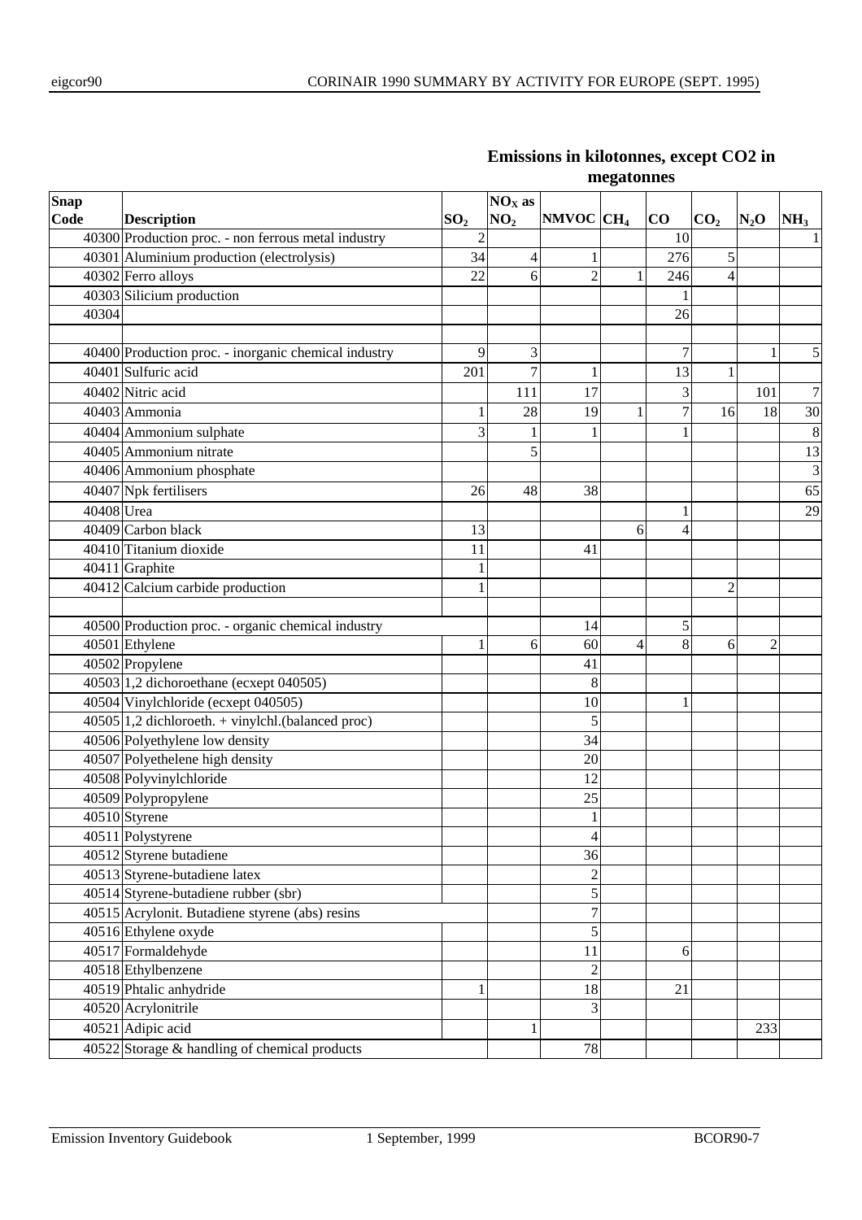## Emissions in kilotonnes, except CO2 in megatonnes

| Snap Code | Description | $SO_2$ | $NO_X$ as $NO_2$ | NMVOC | $CH_4$ | CO | $CO_2$ | $N_2O$ | $NH_3$ |
|---|---|---|---|---|---|---|---|---|---|
| 40300 | Production proc. - non ferrous metal industry | 2 | | | | 10 | | | 1 |
| 40301 | Aluminium production (electrolysis) | 34 | 4 | 1 | | 276 | 5 | | |
| 40302 | Ferro alloys | 22 | 6 | 2 | 1 | 246 | 4 | | |
| 40303 | Silicium production | | | | | 1 | | | |
| 40304 | | | | | | 26 | | | |
| | | | | | | | | | |
| 40400 | Production proc. - inorganic chemical industry | 9 | 3 | | | 7 | | 1 | 5 |
| 40401 | Sulfuric acid | 201 | 7 | 1 | | 13 | 1 | | |
| 40402 | Nitric acid | | 111 | 17 | | 3 | | 101 | 7 |
| 40403 | Ammonia | 1 | 28 | 19 | 1 | 7 | 16 | 18 | 30 |
| 40404 | Ammonium sulphate | 3 | 1 | 1 | | 1 | | | 8 |
| 40405 | Ammonium nitrate | | 5 | | | | | | 13 |
| 40406 | Ammonium phosphate | | | | | | | | 3 |
| 40407 | Npk fertilisers | 26 | 48 | 38 | | | | | 65 |
| 40408 | Urea | | | | | 1 | | | 29 |
| 40409 | Carbon black | 13 | | | 6 | 4 | | | |
| 40410 | Titanium dioxide | 11 | | 41 | | | | | |
| 40411 | Graphite | 1 | | | | | | | |
| 40412 | Calcium carbide production | 1 | | | | | 2 | | |
| | | | | | | | | | |
| 40500 | Production proc. - organic chemical industry | | | 14 | | 5 | | | |
| 40501 | Ethylene | 1 | 6 | 60 | 4 | 8 | 6 | 2 | |
| 40502 | Propylene | | | 41 | | | | | |
| 40503 | 1,2 dichoroethane (ecxept 040505) | | | 8 | | | | | |
| 40504 | Vinylchloride (ecxept 040505) | | | 10 | | 1 | | | |
| 40505 | 1,2 dichloroeth. + vinylchl.(balanced proc) | | | 5 | | | | | |
| 40506 | Polyethylene low density | | | 34 | | | | | |
| 40507 | Polyethelene high density | | | 20 | | | | | |
| 40508 | Polyvinylchloride | | | 12 | | | | | |
| 40509 | Polypropylene | | | 25 | | | | | |
| 40510 | Styrene | | | 1 | | | | | |
| 40511 | Polystyrene | | | 4 | | | | | |
| 40512 | Styrene butadiene | | | 36 | | | | | |
| 40513 | Styrene-butadiene latex | | | 2 | | | | | |
| 40514 | Styrene-butadiene rubber (sbr) | | | 5 | | | | | |
| 40515 | Acrylonit. Butadiene styrene (abs) resins | | | 7 | | | | | |
| 40516 | Ethylene oxyde | | | 5 | | | | | |
| 40517 | Formaldehyde | | | 11 | | 6 | | | |
| 40518 | Ethylbenzene | | | 2 | | | | | |
| 40519 | Phtalic anhydride | 1 | | 18 | | 21 | | | |
| 40520 | Acrylonitrile | | | 3 | | | | | |
| 40521 | Adipic acid | | 1 | | | | | 233 | |
| 40522 | Storage & handling of chemical products | | | 78 | | | | | |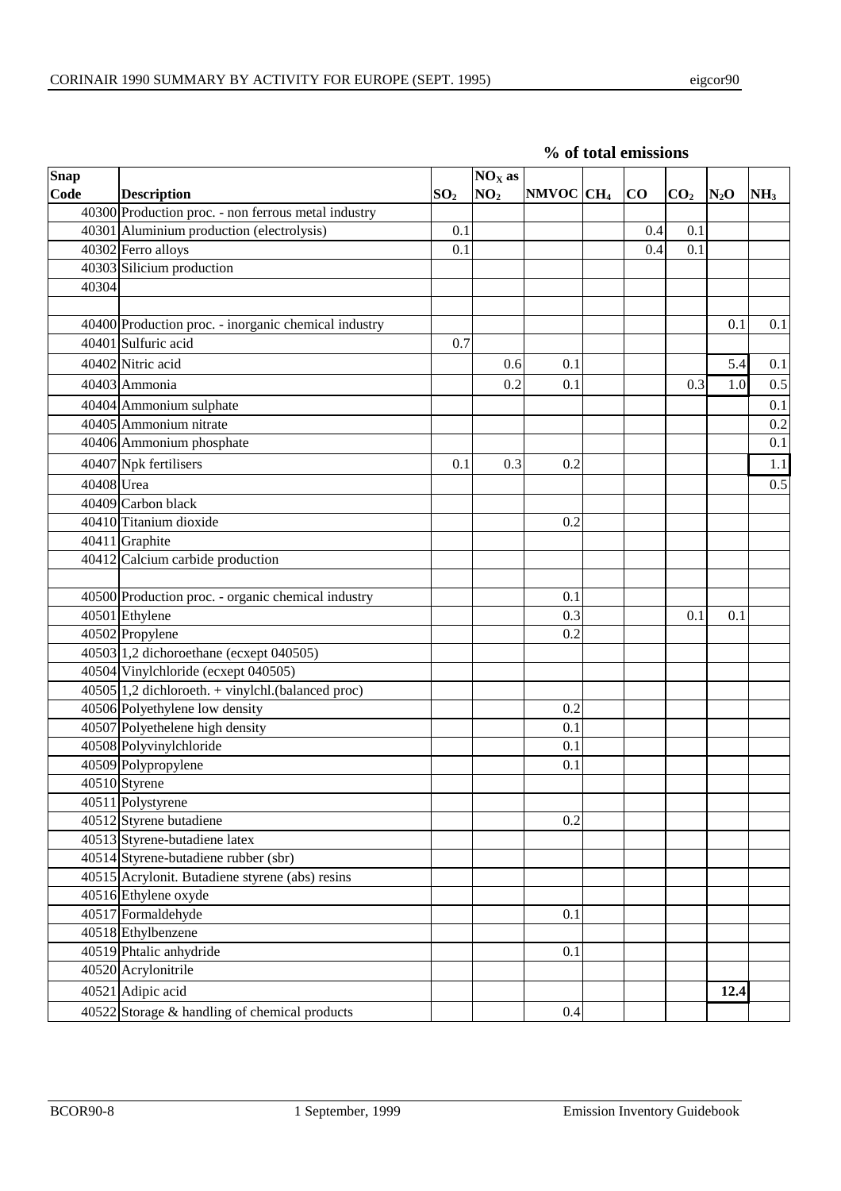**% of total emissions**

| Snap Code | Description | $SO_2$ | $NO_X$ as $NO_2$ | NMVOC | $CH_4$ | CO | $CO_2$ | $N_2O$ | $NH_3$ |
|---|---|---|---|---|---|---|---|---|---|
| 40300 | Production proc. - non ferrous metal industry | | | | | | | | |
| 40301 | Aluminium production (electrolysis) | 0.1 | | | | 0.4 | 0.1 | | |
| 40302 | Ferro alloys | 0.1 | | | | 0.4 | 0.1 | | |
| 40303 | Silicium production | | | | | | | | |
| 40304 | | | | | | | | | |
| | | | | | | | | | |
| 40400 | Production proc. - inorganic chemical industry | | | | | | | 0.1 | 0.1 |
| 40401 | Sulfuric acid | 0.7 | | | | | | | |
| 40402 | Nitric acid | | 0.6 | 0.1 | | | | 5.4 | 0.1 |
| 40403 | Ammonia | | 0.2 | 0.1 | | | 0.3 | 1.0 | 0.5 |
| 40404 | Ammonium sulphate | | | | | | | | 0.1 |
| 40405 | Ammonium nitrate | | | | | | | | 0.2 |
| 40406 | Ammonium phosphate | | | | | | | | 0.1 |
| 40407 | Npk fertilisers | 0.1 | 0.3 | 0.2 | | | | | 1.1 |
| 40408 | Urea | | | | | | | | 0.5 |
| 40409 | Carbon black | | | | | | | | |
| 40410 | Titanium dioxide | | | 0.2 | | | | | |
| 40411 | Graphite | | | | | | | | |
| 40412 | Calcium carbide production | | | | | | | | |
| | | | | | | | | | |
| 40500 | Production proc. - organic chemical industry | | | 0.1 | | | | | |
| 40501 | Ethylene | | | 0.3 | | | 0.1 | 0.1 | |
| 40502 | Propylene | | | 0.2 | | | | | |
| 40503 | 1,2 dichoroethane (ecxept 040505) | | | | | | | | |
| 40504 | Vinylchloride (ecxept 040505) | | | | | | | | |
| 40505 | 1,2 dichloroeth. + vinylchl.(balanced proc) | | | | | | | | |
| 40506 | Polyethylene low density | | | 0.2 | | | | | |
| 40507 | Polyethelene high density | | | 0.1 | | | | | |
| 40508 | Polyvinylchloride | | | 0.1 | | | | | |
| 40509 | Polypropylene | | | 0.1 | | | | | |
| 40510 | Styrene | | | | | | | | |
| 40511 | Polystyrene | | | | | | | | |
| 40512 | Styrene butadiene | | | 0.2 | | | | | |
| 40513 | Styrene-butadiene latex | | | | | | | | |
| 40514 | Styrene-butadiene rubber (sbr) | | | | | | | | |
| 40515 | Acrylonit. Butadiene styrene (abs) resins | | | | | | | | |
| 40516 | Ethylene oxyde | | | | | | | | |
| 40517 | Formaldehyde | | | 0.1 | | | | | |
| 40518 | Ethylbenzene | | | | | | | | |
| 40519 | Phtalic anhydride | | | 0.1 | | | | | |
| 40520 | Acrylonitrile | | | | | | | | |
| 40521 | Adipic acid | | | | | | | **12.4** | |
| 40522 | Storage & handling of chemical products | | | 0.4 | | | | | |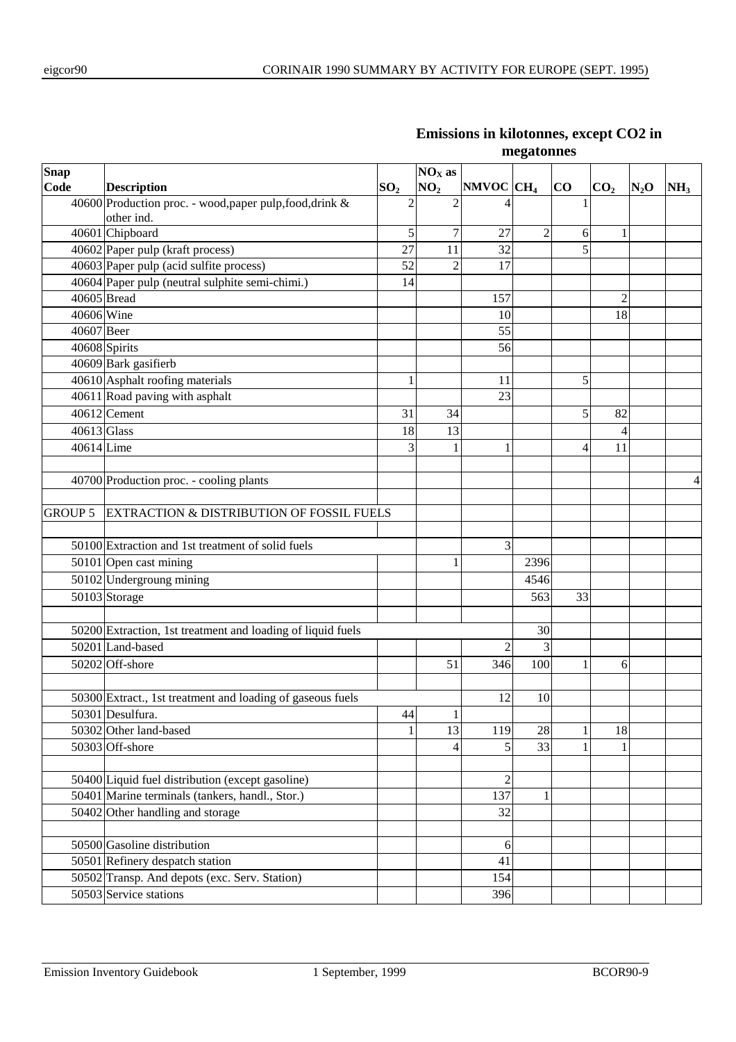**Emissions in kilotonnes, except CO2 in megatonnes**

| Snap Code | Description | $SO_2$ | $NO_X$ as $NO_2$ | NMVOC | $CH_4$ | CO | $CO_2$ | $N_2O$ | $NH_3$ |
|---|---|---|---|---|---|---|---|---|---|
| 40600 | Production proc. - wood,paper pulp,food,drink & other ind. | 2 | 2 | 4 | | 1 | | | |
| 40601 | Chipboard | 5 | 7 | 27 | 2 | 6 | 1 | | |
| 40602 | Paper pulp (kraft process) | 27 | 11 | 32 | | 5 | | | |
| 40603 | Paper pulp (acid sulfite process) | 52 | 2 | 17 | | | | | |
| 40604 | Paper pulp (neutral sulphite semi-chimi.) | 14 | | | | | | | |
| 40605 | Bread | | | 157 | | | 2 | | |
| 40606 | Wine | | | 10 | | | 18 | | |
| 40607 | Beer | | | 55 | | | | | |
| 40608 | Spirits | | | 56 | | | | | |
| 40609 | Bark gasifierb | | | | | | | | |
| 40610 | Asphalt roofing materials | 1 | | 11 | | 5 | | | |
| 40611 | Road paving with asphalt | | | 23 | | | | | |
| 40612 | Cement | 31 | 34 | | | 5 | 82 | | |
| 40613 | Glass | 18 | 13 | | | | 4 | | |
| 40614 | Lime | 3 | 1 | 1 | | 4 | 11 | | |
| | | | | | | | | | |
| 40700 | Production proc. - cooling plants | | | | | | | | 4 |
| | | | | | | | | | |
| GROUP 5 | EXTRACTION & DISTRIBUTION OF FOSSIL FUELS | | | | | | | | |
| | | | | | | | | | |
| 50100 | Extraction and 1st treatment of solid fuels | | | 3 | | | | | |
| 50101 | Open cast mining | | 1 | | 2396 | | | | |
| 50102 | Undergroung mining | | | | 4546 | | | | |
| 50103 | Storage | | | | 563 | 33 | | | |
| | | | | | | | | | |
| 50200 | Extraction, 1st treatment and loading of liquid fuels | | | | 30 | | | | |
| 50201 | Land-based | | | 2 | 3 | | | | |
| 50202 | Off-shore | | 51 | 346 | 100 | 1 | 6 | | |
| | | | | | | | | | |
| 50300 | Extract., 1st treatment and loading of gaseous fuels | | | 12 | 10 | | | | |
| 50301 | Desulfura. | 44 | 1 | | | | | | |
| 50302 | Other land-based | 1 | 13 | 119 | 28 | 1 | 18 | | |
| 50303 | Off-shore | | 4 | 5 | 33 | 1 | 1 | | |
| | | | | | | | | | |
| 50400 | Liquid fuel distribution (except gasoline) | | | 2 | | | | | |
| 50401 | Marine terminals (tankers, handl., Stor.) | | | 137 | 1 | | | | |
| 50402 | Other handling and storage | | | 32 | | | | | |
| | | | | | | | | | |
| 50500 | Gasoline distribution | | | 6 | | | | | |
| 50501 | Refinery despatch station | | | 41 | | | | | |
| 50502 | Transp. And depots (exc. Serv. Station) | | | 154 | | | | | |
| 50503 | Service stations | | | 396 | | | | | |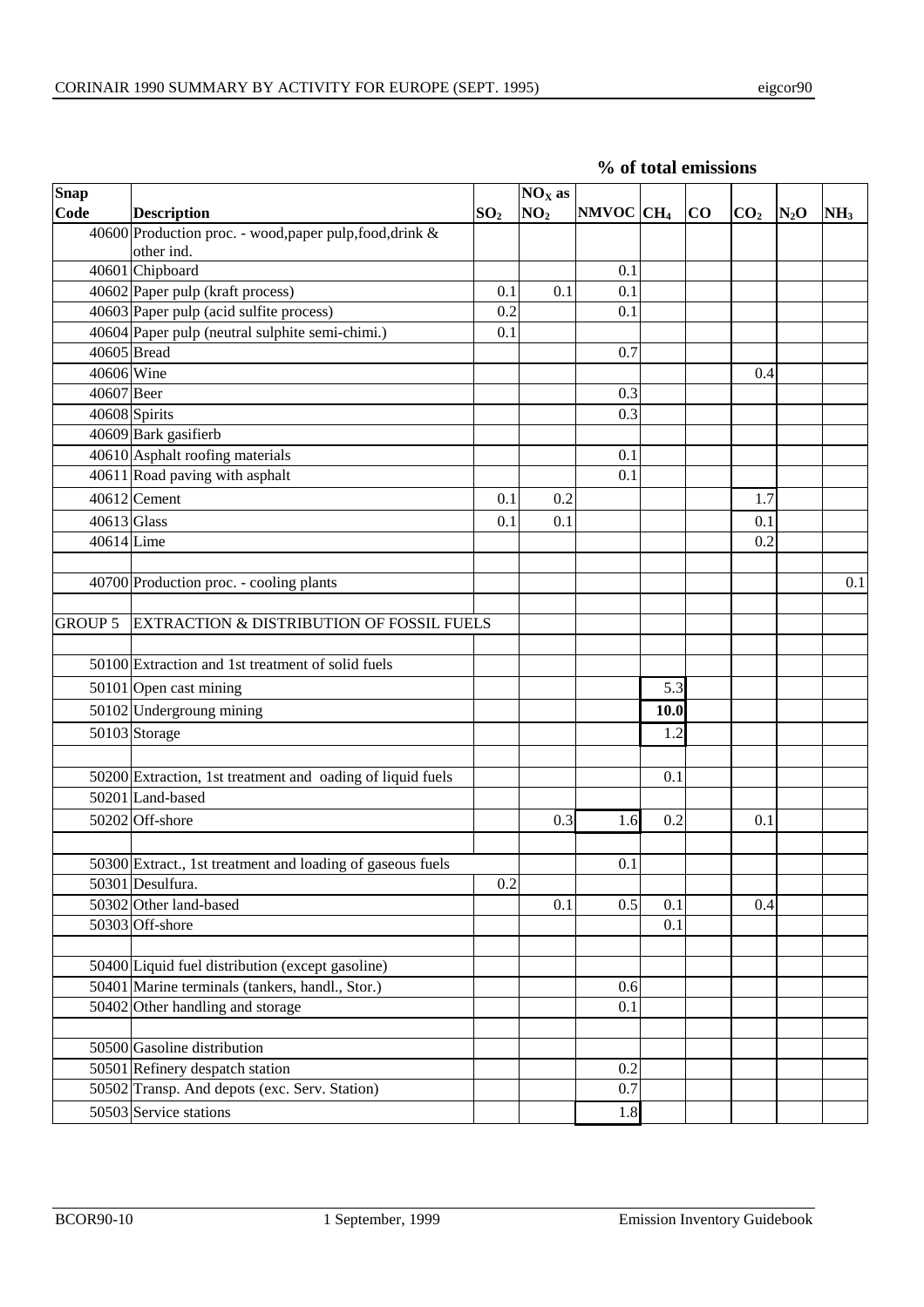**% of total emissions**

| Snap Code | Description | $SO_2$ | $NO_X$ as $NO_2$ | NMVOC | $CH_4$ | CO | $CO_2$ | $N_2O$ | $NH_3$ |
|---|---|---|---|---|---|---|---|---|---|
| 40600 | Production proc. - wood,paper pulp,food,drink & other ind. | | | | | | | | |
| 40601 | Chipboard | | | 0.1 | | | | | |
| 40602 | Paper pulp (kraft process) | 0.1 | 0.1 | 0.1 | | | | | |
| 40603 | Paper pulp (acid sulfite process) | 0.2 | | 0.1 | | | | | |
| 40604 | Paper pulp (neutral sulphite semi-chimi.) | 0.1 | | | | | | | |
| 40605 | Bread | | | 0.7 | | | | | |
| 40606 | Wine | | | | | | 0.4 | | |
| 40607 | Beer | | | 0.3 | | | | | |
| 40608 | Spirits | | | 0.3 | | | | | |
| 40609 | Bark gasifierb | | | | | | | | |
| 40610 | Asphalt roofing materials | | | 0.1 | | | | | |
| 40611 | Road paving with asphalt | | | 0.1 | | | | | |
| 40612 | Cement | 0.1 | 0.2 | | | | 1.7 | | |
| 40613 | Glass | 0.1 | 0.1 | | | | 0.1 | | |
| 40614 | Lime | | | | | | 0.2 | | |
| | | | | | | | | | |
| 40700 | Production proc. - cooling plants | | | | | | | | 0.1 |
| | | | | | | | | | |
| GROUP 5 | EXTRACTION & DISTRIBUTION OF FOSSIL FUELS | | | | | | | | |
| | | | | | | | | | |
| 50100 | Extraction and 1st treatment of solid fuels | | | | | | | | |
| 50101 | Open cast mining | | | | 5.3 | | | | |
| 50102 | Undergroung mining | | | | **10.0** | | | | |
| 50103 | Storage | | | | 1.2 | | | | |
| | | | | | | | | | |
| 50200 | Extraction, 1st treatment and oading of liquid fuels | | | | 0.1 | | | | |
| 50201 | Land-based | | | | | | | | |
| 50202 | Off-shore | | 0.3 | 1.6 | 0.2 | | 0.1 | | |
| | | | | | | | | | |
| 50300 | Extract., 1st treatment and loading of gaseous fuels | | | 0.1 | | | | | |
| 50301 | Desulfura. | 0.2 | | | | | | | |
| 50302 | Other land-based | | 0.1 | 0.5 | 0.1 | | 0.4 | | |
| 50303 | Off-shore | | | | 0.1 | | | | |
| | | | | | | | | | |
| 50400 | Liquid fuel distribution (except gasoline) | | | | | | | | |
| 50401 | Marine terminals (tankers, handl., Stor.) | | | 0.6 | | | | | |
| 50402 | Other handling and storage | | | 0.1 | | | | | |
| | | | | | | | | | |
| 50500 | Gasoline distribution | | | | | | | | |
| 50501 | Refinery despatch station | | | 0.2 | | | | | |
| 50502 | Transp. And depots (exc. Serv. Station) | | | 0.7 | | | | | |
| 50503 | Service stations | | | 1.8 | | | | | |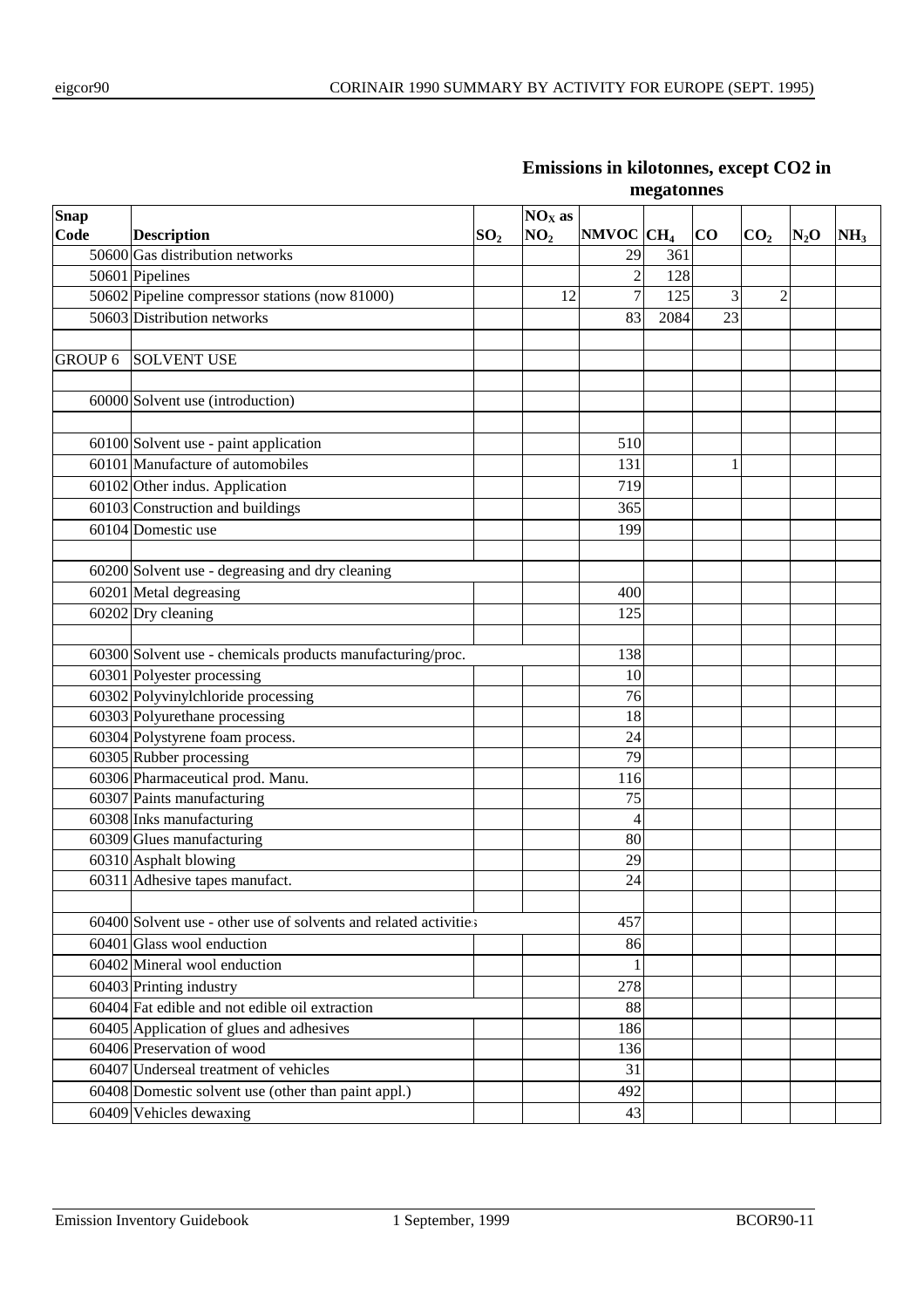**Emissions in kilotonnes, except CO2 in megatonnes**

| Snap Code | Description | $SO_2$ | $NO_X$ as $NO_2$ | NMVOC | $CH_4$ | CO | $CO_2$ | $N_2O$ | $NH_3$ |
|---|---|---|---|---|---|---|---|---|---|
| 50600 | Gas distribution networks | | | 29 | 361 | | | | |
| 50601 | Pipelines | | | 2 | 128 | | | | |
| 50602 | Pipeline compressor stations (now 81000) | | 12 | 7 | 125 | 3 | 2 | | |
| 50603 | Distribution networks | | | 83 | 2084 | 23 | | | |
| | | | | | | | | | |
| GROUP 6 | SOLVENT USE | | | | | | | | |
| | | | | | | | | | |
| 60000 | Solvent use (introduction) | | | | | | | | |
| | | | | | | | | | |
| 60100 | Solvent use - paint application | | | 510 | | | | | |
| 60101 | Manufacture of automobiles | | | 131 | | 1 | | | |
| 60102 | Other indus. Application | | | 719 | | | | | |
| 60103 | Construction and buildings | | | 365 | | | | | |
| 60104 | Domestic use | | | 199 | | | | | |
| | | | | | | | | | |
| 60200 | Solvent use - degreasing and dry cleaning | | | | | | | | |
| 60201 | Metal degreasing | | | 400 | | | | | |
| 60202 | Dry cleaning | | | 125 | | | | | |
| | | | | | | | | | |
| 60300 | Solvent use - chemicals products manufacturing/proc. | | | 138 | | | | | |
| 60301 | Polyester processing | | | 10 | | | | | |
| 60302 | Polyvinylchloride processing | | | 76 | | | | | |
| 60303 | Polyurethane processing | | | 18 | | | | | |
| 60304 | Polystyrene foam process. | | | 24 | | | | | |
| 60305 | Rubber processing | | | 79 | | | | | |
| 60306 | Pharmaceutical prod. Manu. | | | 116 | | | | | |
| 60307 | Paints manufacturing | | | 75 | | | | | |
| 60308 | Inks manufacturing | | | 4 | | | | | |
| 60309 | Glues manufacturing | | | 80 | | | | | |
| 60310 | Asphalt blowing | | | 29 | | | | | |
| 60311 | Adhesive tapes manufact. | | | 24 | | | | | |
| | | | | | | | | | |
| 60400 | Solvent use - other use of solvents and related activities | | | 457 | | | | | |
| 60401 | Glass wool enduction | | | 86 | | | | | |
| 60402 | Mineral wool enduction | | | 1 | | | | | |
| 60403 | Printing industry | | | 278 | | | | | |
| 60404 | Fat edible and not edible oil extraction | | | 88 | | | | | |
| 60405 | Application of glues and adhesives | | | 186 | | | | | |
| 60406 | Preservation of wood | | | 136 | | | | | |
| 60407 | Underseal treatment of vehicles | | | 31 | | | | | |
| 60408 | Domestic solvent use (other than paint appl.) | | | 492 | | | | | |
| 60409 | Vehicles dewaxing | | | 43 | | | | | |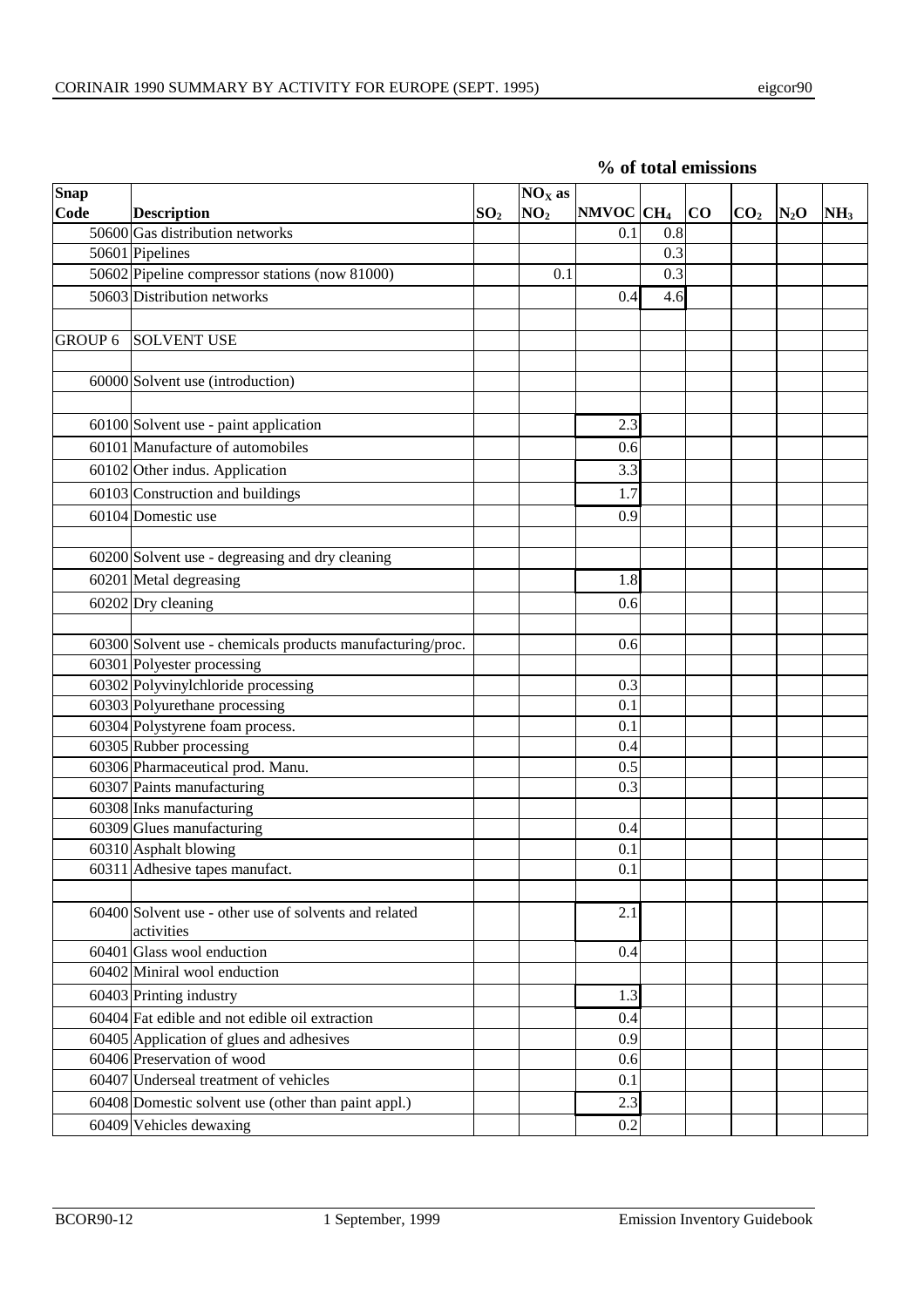**% of total emissions**

| Snap Code | Description | $SO_2$ | $NO_X$ as $NO_2$ | NMVOC | $CH_4$ | CO | $CO_2$ | $N_2O$ | $NH_3$ |
|---|---|---|---|---|---|---|---|---|---|
| 50600 | Gas distribution networks | | | 0.1 | 0.8 | | | | |
| 50601 | Pipelines | | | | 0.3 | | | | |
| 50602 | Pipeline compressor stations (now 81000) | | 0.1 | | 0.3 | | | | |
| 50603 | Distribution networks | | | 0.4 | 4.6 | | | | |
| | | | | | | | | | |
| GROUP 6 | SOLVENT USE | | | | | | | | |
| | | | | | | | | | |
| 60000 | Solvent use (introduction) | | | | | | | | |
| | | | | | | | | | |
| 60100 | Solvent use - paint application | | | 2.3 | | | | | |
| 60101 | Manufacture of automobiles | | | 0.6 | | | | | |
| 60102 | Other indus. Application | | | 3.3 | | | | | |
| 60103 | Construction and buildings | | | 1.7 | | | | | |
| 60104 | Domestic use | | | 0.9 | | | | | |
| | | | | | | | | | |
| 60200 | Solvent use - degreasing and dry cleaning | | | | | | | | |
| 60201 | Metal degreasing | | | 1.8 | | | | | |
| 60202 | Dry cleaning | | | 0.6 | | | | | |
| | | | | | | | | | |
| 60300 | Solvent use - chemicals products manufacturing/proc. | | | 0.6 | | | | | |
| 60301 | Polyester processing | | | | | | | | |
| 60302 | Polyvinylchloride processing | | | 0.3 | | | | | |
| 60303 | Polyurethane processing | | | 0.1 | | | | | |
| 60304 | Polystyrene foam process. | | | 0.1 | | | | | |
| 60305 | Rubber processing | | | 0.4 | | | | | |
| 60306 | Pharmaceutical prod. Manu. | | | 0.5 | | | | | |
| 60307 | Paints manufacturing | | | 0.3 | | | | | |
| 60308 | Inks manufacturing | | | | | | | | |
| 60309 | Glues manufacturing | | | 0.4 | | | | | |
| 60310 | Asphalt blowing | | | 0.1 | | | | | |
| 60311 | Adhesive tapes manufact. | | | 0.1 | | | | | |
| | | | | | | | | | |
| 60400 | Solvent use - other use of solvents and related activities | | | 2.1 | | | | | |
| 60401 | Glass wool enduction | | | 0.4 | | | | | |
| 60402 | Miniral wool enduction | | | | | | | | |
| 60403 | Printing industry | | | 1.3 | | | | | |
| 60404 | Fat edible and not edible oil extraction | | | 0.4 | | | | | |
| 60405 | Application of glues and adhesives | | | 0.9 | | | | | |
| 60406 | Preservation of wood | | | 0.6 | | | | | |
| 60407 | Underseal treatment of vehicles | | | 0.1 | | | | | |
| 60408 | Domestic solvent use (other than paint appl.) | | | 2.3 | | | | | |
| 60409 | Vehicles dewaxing | | | 0.2 | | | | | |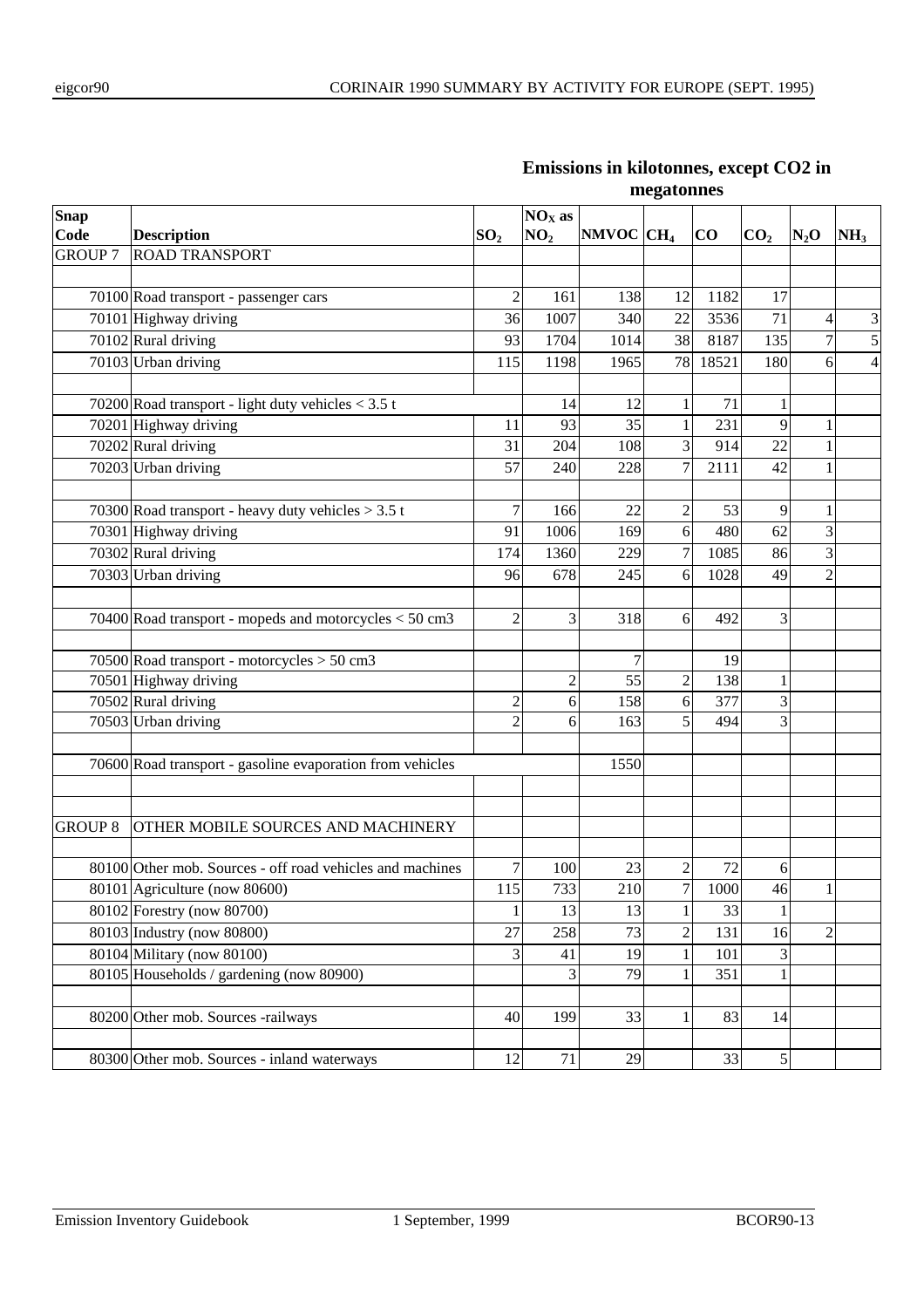## Emissions in kilotonnes, except CO2 in megatonnes

| Snap Code | Description | $SO_2$ | $NO_X$ as $NO_2$ | NMVOC | $CH_4$ | CO | $CO_2$ | $N_2O$ | $NH_3$ |
|---|---|---|---|---|---|---|---|---|---|
| GROUP 7 | ROAD TRANSPORT | | | | | | | | |
| | | | | | | | | | |
| 70100 | Road transport - passenger cars | 2 | 161 | 138 | 12 | 1182 | 17 | | |
| 70101 | Highway driving | 36 | 1007 | 340 | 22 | 3536 | 71 | 4 | 3 |
| 70102 | Rural driving | 93 | 1704 | 1014 | 38 | 8187 | 135 | 7 | 5 |
| 70103 | Urban driving | 115 | 1198 | 1965 | 78 | 18521 | 180 | 6 | 4 |
| | | | | | | | | | |
| 70200 | Road transport - light duty vehicles < 3.5 t | | 14 | 12 | 1 | 71 | 1 | | |
| 70201 | Highway driving | 11 | 93 | 35 | 1 | 231 | 9 | 1 | |
| 70202 | Rural driving | 31 | 204 | 108 | 3 | 914 | 22 | 1 | |
| 70203 | Urban driving | 57 | 240 | 228 | 7 | 2111 | 42 | 1 | |
| | | | | | | | | | |
| 70300 | Road transport - heavy duty vehicles > 3.5 t | 7 | 166 | 22 | 2 | 53 | 9 | 1 | |
| 70301 | Highway driving | 91 | 1006 | 169 | 6 | 480 | 62 | 3 | |
| 70302 | Rural driving | 174 | 1360 | 229 | 7 | 1085 | 86 | 3 | |
| 70303 | Urban driving | 96 | 678 | 245 | 6 | 1028 | 49 | 2 | |
| | | | | | | | | | |
| 70400 | Road transport - mopeds and motorcycles < 50 cm3 | 2 | 3 | 318 | 6 | 492 | 3 | | |
| | | | | | | | | | |
| 70500 | Road transport - motorcycles > 50 cm3 | | | 7 | | 19 | | | |
| 70501 | Highway driving | | 2 | 55 | 2 | 138 | 1 | | |
| 70502 | Rural driving | 2 | 6 | 158 | 6 | 377 | 3 | | |
| 70503 | Urban driving | 2 | 6 | 163 | 5 | 494 | 3 | | |
| | | | | | | | | | |
| 70600 | Road transport - gasoline evaporation from vehicles | | | 1550 | | | | | |
| | | | | | | | | | |
| | | | | | | | | | |
| GROUP 8 | OTHER MOBILE SOURCES AND MACHINERY | | | | | | | | |
| | | | | | | | | | |
| 80100 | Other mob. Sources - off road vehicles and machines | 7 | 100 | 23 | 2 | 72 | 6 | | |
| 80101 | Agriculture (now 80600) | 115 | 733 | 210 | 7 | 1000 | 46 | 1 | |
| 80102 | Forestry (now 80700) | 1 | 13 | 13 | 1 | 33 | 1 | | |
| 80103 | Industry (now 80800) | 27 | 258 | 73 | 2 | 131 | 16 | 2 | |
| 80104 | Military (now 80100) | 3 | 41 | 19 | 1 | 101 | 3 | | |
| 80105 | Households / gardening (now 80900) | | 3 | 79 | 1 | 351 | 1 | | |
| | | | | | | | | | |
| 80200 | Other mob. Sources -railways | 40 | 199 | 33 | 1 | 83 | 14 | | |
| | | | | | | | | | |
| 80300 | Other mob. Sources - inland waterways | 12 | 71 | 29 | | 33 | 5 | | |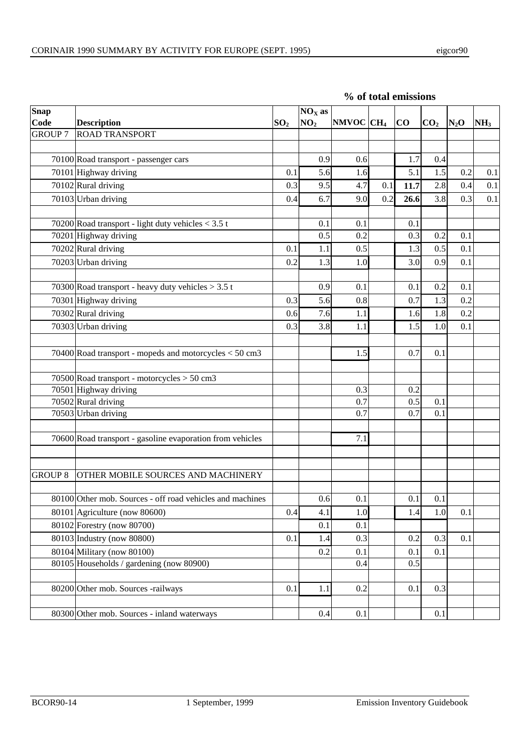**% of total emissions**

| Snap Code | Description | $SO_2$ | $NO_X$ as $NO_2$ | NMVOC | $CH_4$ | CO | $CO_2$ | $N_2O$ | $NH_3$ |
|---|---|---|---|---|---|---|---|---|---|
| GROUP 7 | ROAD TRANSPORT | | | | | | | | |
| | | | | | | | | | |
| 70100 | Road transport - passenger cars | | 0.9 | 0.6 | | 1.7 | 0.4 | | |
| 70101 | Highway driving | 0.1 | 5.6 | 1.6 | | 5.1 | 1.5 | 0.2 | 0.1 |
| 70102 | Rural driving | 0.3 | 9.5 | 4.7 | 0.1 | **11.7** | 2.8 | 0.4 | 0.1 |
| 70103 | Urban driving | 0.4 | 6.7 | 9.0 | 0.2 | **26.6** | 3.8 | 0.3 | 0.1 |
| | | | | | | | | | |
| 70200 | Road transport - light duty vehicles < 3.5 t | | 0.1 | 0.1 | | 0.1 | | | |
| 70201 | Highway driving | | 0.5 | 0.2 | | 0.3 | 0.2 | 0.1 | |
| 70202 | Rural driving | 0.1 | 1.1 | 0.5 | | 1.3 | 0.5 | 0.1 | |
| 70203 | Urban driving | 0.2 | 1.3 | 1.0 | | 3.0 | 0.9 | 0.1 | |
| | | | | | | | | | |
| 70300 | Road transport - heavy duty vehicles > 3.5 t | | 0.9 | 0.1 | | 0.1 | 0.2 | 0.1 | |
| 70301 | Highway driving | 0.3 | 5.6 | 0.8 | | 0.7 | 1.3 | 0.2 | |
| 70302 | Rural driving | 0.6 | 7.6 | 1.1 | | 1.6 | 1.8 | 0.2 | |
| 70303 | Urban driving | 0.3 | 3.8 | 1.1 | | 1.5 | 1.0 | 0.1 | |
| | | | | | | | | | |
| 70400 | Road transport - mopeds and motorcycles < 50 cm3 | | | 1.5 | | 0.7 | 0.1 | | |
| | | | | | | | | | |
| 70500 | Road transport - motorcycles > 50 cm3 | | | | | | | | |
| 70501 | Highway driving | | | 0.3 | | 0.2 | | | |
| 70502 | Rural driving | | | 0.7 | | 0.5 | 0.1 | | |
| 70503 | Urban driving | | | 0.7 | | 0.7 | 0.1 | | |
| | | | | | | | | | |
| 70600 | Road transport - gasoline evaporation from vehicles | | | 7.1 | | | | | |
| | | | | | | | | | |
| | | | | | | | | | |
| GROUP 8 | OTHER MOBILE SOURCES AND MACHINERY | | | | | | | | |
| | | | | | | | | | |
| 80100 | Other mob. Sources - off road vehicles and machines | | 0.6 | 0.1 | | 0.1 | 0.1 | | |
| 80101 | Agriculture (now 80600) | 0.4 | 4.1 | 1.0 | | 1.4 | 1.0 | 0.1 | |
| 80102 | Forestry (now 80700) | | 0.1 | 0.1 | | | | | |
| 80103 | Industry (now 80800) | 0.1 | 1.4 | 0.3 | | 0.2 | 0.3 | 0.1 | |
| 80104 | Military (now 80100) | | 0.2 | 0.1 | | 0.1 | 0.1 | | |
| 80105 | Households / gardening (now 80900) | | | 0.4 | | 0.5 | | | |
| | | | | | | | | | |
| 80200 | Other mob. Sources -railways | 0.1 | 1.1 | 0.2 | | 0.1 | 0.3 | | |
| | | | | | | | | | |
| 80300 | Other mob. Sources - inland waterways | | 0.4 | 0.1 | | | 0.1 | | |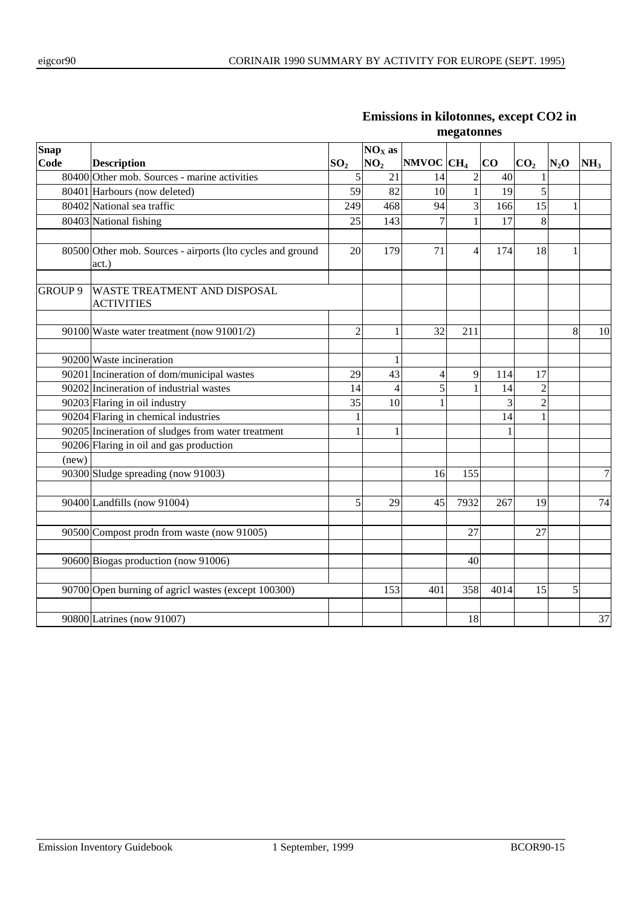## Emissions in kilotonnes, except $CO_2$ in megatonnes

| Snap Code | Description | $SO_2$ | $NO_X$ as $NO_2$ | NMVOC | $CH_4$ | CO | $CO_2$ | $N_2O$ | $NH_3$ |
|---|---|---|---|---|---|---|---|---|---|
| 80400 | Other mob. Sources - marine activities | 5 | 21 | 14 | 2 | 40 | 1 | | |
| 80401 | Harbours (now deleted) | 59 | 82 | 10 | 1 | 19 | 5 | | |
| 80402 | National sea traffic | 249 | 468 | 94 | 3 | 166 | 15 | 1 | |
| 80403 | National fishing | 25 | 143 | 7 | 1 | 17 | 8 | | |
| | | | | | | | | | |
| 80500 | Other mob. Sources - airports (lto cycles and ground act.) | 20 | 179 | 71 | 4 | 174 | 18 | 1 | |
| | | | | | | | | | |
| GROUP 9 | WASTE TREATMENT AND DISPOSAL ACTIVITIES | | | | | | | | |
| | | | | | | | | | |
| 90100 | Waste water treatment (now 91001/2) | 2 | 1 | 32 | 211 | | | 8 | 10 |
| | | | | | | | | | |
| 90200 | Waste incineration | | 1 | | | | | | |
| 90201 | Incineration of dom/municipal wastes | 29 | 43 | 4 | 9 | 114 | 17 | | |
| 90202 | Incineration of industrial wastes | 14 | 4 | 5 | 1 | 14 | 2 | | |
| 90203 | Flaring in oil industry | 35 | 10 | 1 | | 3 | 2 | | |
| 90204 | Flaring in chemical industries | 1 | | | | 14 | 1 | | |
| 90205 | Incineration of sludges from water treatment | 1 | 1 | | | 1 | | | |
| 90206 | Flaring in oil and gas production | | | | | | | | |
| (new) | | | | | | | | | |
| 90300 | Sludge spreading (now 91003) | | | 16 | 155 | | | | 7 |
| | | | | | | | | | |
| 90400 | Landfills (now 91004) | 5 | 29 | 45 | 7932 | 267 | 19 | | 74 |
| | | | | | | | | | |
| 90500 | Compost prodn from waste (now 91005) | | | | 27 | | 27 | | |
| | | | | | | | | | |
| 90600 | Biogas production (now 91006) | | | | 40 | | | | |
| | | | | | | | | | |
| 90700 | Open burning of agricl wastes (except 100300) | | 153 | 401 | 358 | 4014 | 15 | 5 | |
| | | | | | | | | | |
| 90800 | Latrines (now 91007) | | | | 18 | | | | 37 |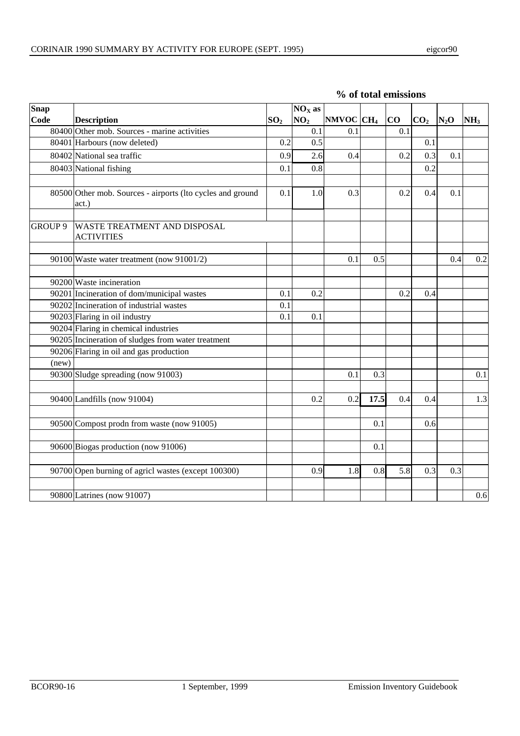**% of total emissions**

| Snap Code | Description | $SO_2$ | $NO_X$ as $NO_2$ | NMVOC | $CH_4$ | CO | $CO_2$ | $N_2O$ | $NH_3$ |
|---|---|---|---|---|---|---|---|---|---|
| 80400 | Other mob. Sources - marine activities | | 0.1 | 0.1 | | 0.1 | | | |
| 80401 | Harbours (now deleted) | 0.2 | 0.5 | | | | 0.1 | | |
| 80402 | National sea traffic | 0.9 | 2.6 | 0.4 | | 0.2 | 0.3 | 0.1 | |
| 80403 | National fishing | 0.1 | 0.8 | | | | 0.2 | | |
| | | | | | | | | | |
| 80500 | Other mob. Sources - airports (lto cycles and ground act.) | 0.1 | 1.0 | 0.3 | | 0.2 | 0.4 | 0.1 | |
| | | | | | | | | | |
| GROUP 9 | WASTE TREATMENT AND DISPOSAL ACTIVITIES | | | | | | | | |
| | | | | | | | | | |
| 90100 | Waste water treatment (now 91001/2) | | | 0.1 | 0.5 | | | 0.4 | 0.2 |
| | | | | | | | | | |
| 90200 | Waste incineration | | | | | | | | |
| 90201 | Incineration of dom/municipal wastes | 0.1 | 0.2 | | | 0.2 | 0.4 | | |
| 90202 | Incineration of industrial wastes | 0.1 | | | | | | | |
| 90203 | Flaring in oil industry | 0.1 | 0.1 | | | | | | |
| 90204 | Flaring in chemical industries | | | | | | | | |
| 90205 | Incineration of sludges from water treatment | | | | | | | | |
| 90206 | Flaring in oil and gas production | | | | | | | | |
| (new) | | | | | | | | | |
| 90300 | Sludge spreading (now 91003) | | | 0.1 | 0.3 | | | | 0.1 |
| | | | | | | | | | |
| 90400 | Landfills (now 91004) | | 0.2 | 0.2 | **17.5** | 0.4 | 0.4 | | 1.3 |
| | | | | | | | | | |
| 90500 | Compost prodn from waste (now 91005) | | | | 0.1 | | 0.6 | | |
| | | | | | | | | | |
| 90600 | Biogas production (now 91006) | | | | 0.1 | | | | |
| | | | | | | | | | |
| 90700 | Open burning of agricl wastes (except 100300) | | 0.9 | 1.8 | 0.8 | 5.8 | 0.3 | 0.3 | |
| | | | | | | | | | |
| 90800 | Latrines (now 91007) | | | | | | | | 0.6 |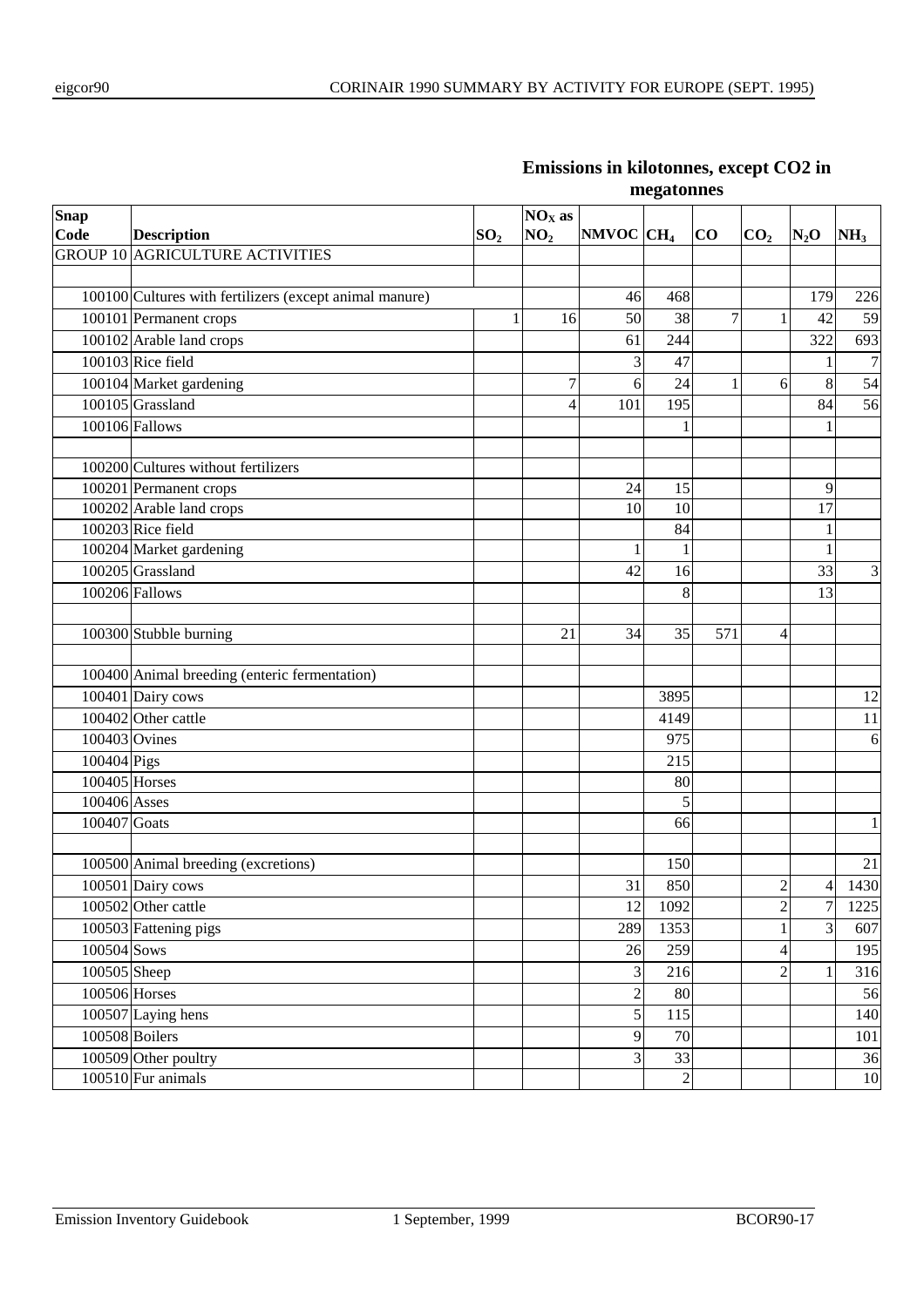**Emissions in kilotonnes, except CO2 in megatonnes**

| Snap Code | Description | $SO_2$ | $NO_X$ as $NO_2$ | NMVOC | $CH_4$ | CO | $CO_2$ | $N_2O$ | $NH_3$ |
|---|---|---|---|---|---|---|---|---|---|
| GROUP 10 | AGRICULTURE ACTIVITIES | | | | | | | | |
| | | | | | | | | | |
| 100100 | Cultures with fertilizers (except animal manure) | | | 46 | 468 | | | 179 | 226 |
| 100101 | Permanent crops | 1 | 16 | 50 | 38 | 7 | 1 | 42 | 59 |
| 100102 | Arable land crops | | | 61 | 244 | | | 322 | 693 |
| 100103 | Rice field | | | 3 | 47 | | | 1 | 7 |
| 100104 | Market gardening | | 7 | 6 | 24 | 1 | 6 | 8 | 54 |
| 100105 | Grassland | | 4 | 101 | 195 | | | 84 | 56 |
| 100106 | Fallows | | | | 1 | | | 1 | |
| | | | | | | | | | |
| 100200 | Cultures without fertilizers | | | | | | | | |
| 100201 | Permanent crops | | | 24 | 15 | | | 9 | |
| 100202 | Arable land crops | | | 10 | 10 | | | 17 | |
| 100203 | Rice field | | | | 84 | | | 1 | |
| 100204 | Market gardening | | | 1 | 1 | | | 1 | |
| 100205 | Grassland | | | 42 | 16 | | | 33 | 3 |
| 100206 | Fallows | | | | 8 | | | 13 | |
| | | | | | | | | | |
| 100300 | Stubble burning | | 21 | 34 | 35 | 571 | 4 | | |
| | | | | | | | | | |
| 100400 | Animal breeding (enteric fermentation) | | | | | | | | |
| 100401 | Dairy cows | | | | 3895 | | | | 12 |
| 100402 | Other cattle | | | | 4149 | | | | 11 |
| 100403 | Ovines | | | | 975 | | | | 6 |
| 100404 | Pigs | | | | 215 | | | | |
| 100405 | Horses | | | | 80 | | | | |
| 100406 | Asses | | | | 5 | | | | |
| 100407 | Goats | | | | 66 | | | | 1 |
| | | | | | | | | | |
| 100500 | Animal breeding (excretions) | | | | 150 | | | | 21 |
| 100501 | Dairy cows | | | 31 | 850 | | 2 | 4 | 1430 |
| 100502 | Other cattle | | | 12 | 1092 | | 2 | 7 | 1225 |
| 100503 | Fattening pigs | | | 289 | 1353 | | 1 | 3 | 607 |
| 100504 | Sows | | | 26 | 259 | | 4 | | 195 |
| 100505 | Sheep | | | 3 | 216 | | 2 | 1 | 316 |
| 100506 | Horses | | | 2 | 80 | | | | 56 |
| 100507 | Laying hens | | | 5 | 115 | | | | 140 |
| 100508 | Boilers | | | 9 | 70 | | | | 101 |
| 100509 | Other poultry | | | 3 | 33 | | | | 36 |
| 100510 | Fur animals | | | | 2 | | | | 10 |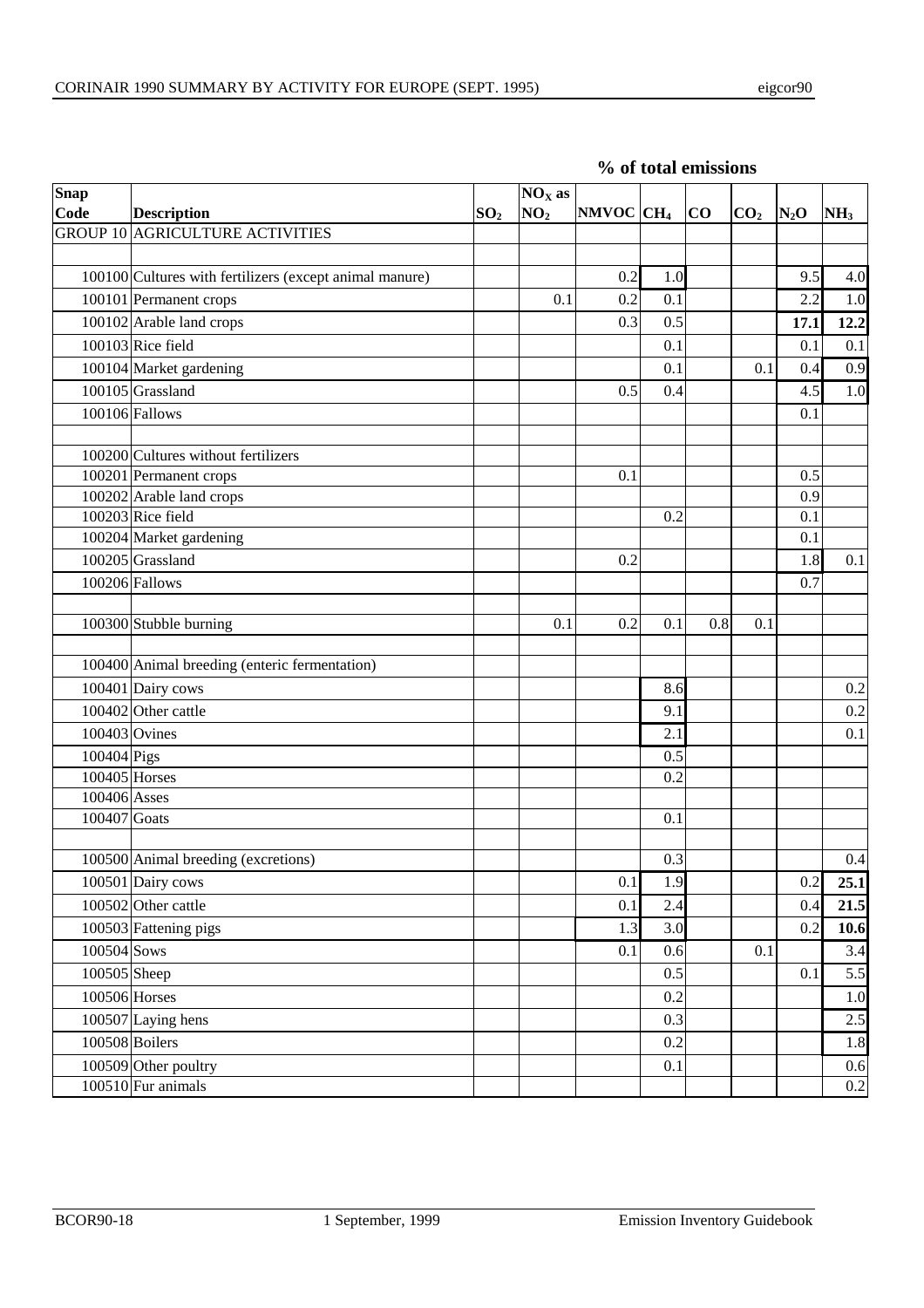**% of total emissions**

| Snap Code | Description | $SO_2$ | $NO_X$ as $NO_2$ | NMVOC | $CH_4$ | CO | $CO_2$ | $N_2O$ | $NH_3$ |
|---|---|---|---|---|---|---|---|---|---|
| GROUP 10 | AGRICULTURE ACTIVITIES | | | | | | | | |
| | | | | | | | | | |
| 100100 | Cultures with fertilizers (except animal manure) | | | 0.2 | 1.0 | | | 9.5 | 4.0 |
| 100101 | Permanent crops | | 0.1 | 0.2 | 0.1 | | | 2.2 | 1.0 |
| 100102 | Arable land crops | | | 0.3 | 0.5 | | | **17.1** | **12.2** |
| 100103 | Rice field | | | | 0.1 | | | 0.1 | 0.1 |
| 100104 | Market gardening | | | | 0.1 | | 0.1 | 0.4 | 0.9 |
| 100105 | Grassland | | | 0.5 | 0.4 | | | 4.5 | 1.0 |
| 100106 | Fallows | | | | | | | 0.1 | |
| | | | | | | | | | |
| 100200 | Cultures without fertilizers | | | | | | | | |
| 100201 | Permanent crops | | | 0.1 | | | | 0.5 | |
| 100202 | Arable land crops | | | | | | | 0.9 | |
| 100203 | Rice field | | | | 0.2 | | | 0.1 | |
| 100204 | Market gardening | | | | | | | 0.1 | |
| 100205 | Grassland | | | 0.2 | | | | 1.8 | 0.1 |
| 100206 | Fallows | | | | | | | 0.7 | |
| | | | | | | | | | |
| 100300 | Stubble burning | | 0.1 | 0.2 | 0.1 | 0.8 | 0.1 | | |
| | | | | | | | | | |
| 100400 | Animal breeding (enteric fermentation) | | | | | | | | |
| 100401 | Dairy cows | | | | 8.6 | | | | 0.2 |
| 100402 | Other cattle | | | | 9.1 | | | | 0.2 |
| 100403 | Ovines | | | | 2.1 | | | | 0.1 |
| 100404 | Pigs | | | | 0.5 | | | | |
| 100405 | Horses | | | | 0.2 | | | | |
| 100406 | Asses | | | | | | | | |
| 100407 | Goats | | | | 0.1 | | | | |
| | | | | | | | | | |
| 100500 | Animal breeding (excretions) | | | | 0.3 | | | | 0.4 |
| 100501 | Dairy cows | | | 0.1 | 1.9 | | | 0.2 | **25.1** |
| 100502 | Other cattle | | | 0.1 | 2.4 | | | 0.4 | **21.5** |
| 100503 | Fattening pigs | | | 1.3 | 3.0 | | | 0.2 | **10.6** |
| 100504 | Sows | | | 0.1 | 0.6 | | 0.1 | | 3.4 |
| 100505 | Sheep | | | | 0.5 | | | 0.1 | 5.5 |
| 100506 | Horses | | | | 0.2 | | | | 1.0 |
| 100507 | Laying hens | | | | 0.3 | | | | 2.5 |
| 100508 | Boilers | | | | 0.2 | | | | 1.8 |
| 100509 | Other poultry | | | | 0.1 | | | | 0.6 |
| 100510 | Fur animals | | | | | | | | 0.2 |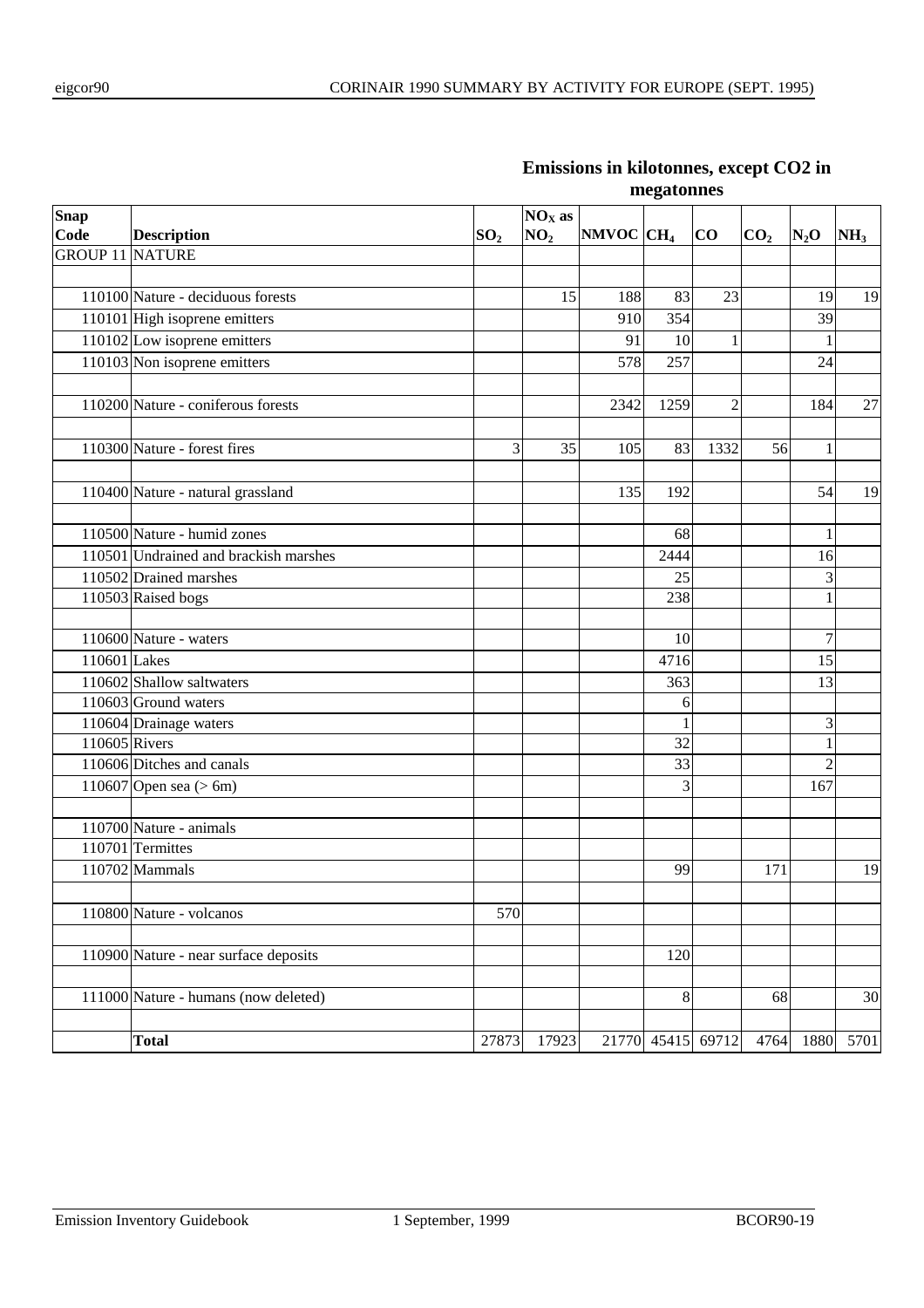**Emissions in kilotonnes, except CO2 in megatonnes**

| Snap Code | Description | $SO_2$ | $NO_X$ as $NO_2$ | NMVOC | $CH_4$ | CO | $CO_2$ | $N_2O$ | $NH_3$ |
|---|---|---|---|---|---|---|---|---|---|
| GROUP 11 | NATURE | | | | | | | | |
| | | | | | | | | | |
| 110100 | Nature - deciduous forests | | 15 | 188 | 83 | 23 | | 19 | 19 |
| 110101 | High isoprene emitters | | | 910 | 354 | | | 39 | |
| 110102 | Low isoprene emitters | | | 91 | 10 | 1 | | 1 | |
| 110103 | Non isoprene emitters | | | 578 | 257 | | | 24 | |
| | | | | | | | | | |
| 110200 | Nature - coniferous forests | | | 2342 | 1259 | 2 | | 184 | 27 |
| | | | | | | | | | |
| 110300 | Nature - forest fires | 3 | 35 | 105 | 83 | 1332 | 56 | 1 | |
| | | | | | | | | | |
| 110400 | Nature - natural grassland | | | 135 | 192 | | | 54 | 19 |
| | | | | | | | | | |
| 110500 | Nature - humid zones | | | | 68 | | | 1 | |
| 110501 | Undrained and brackish marshes | | | | 2444 | | | 16 | |
| 110502 | Drained marshes | | | | 25 | | | 3 | |
| 110503 | Raised bogs | | | | 238 | | | 1 | |
| | | | | | | | | | |
| 110600 | Nature - waters | | | | 10 | | | 7 | |
| 110601 | Lakes | | | | 4716 | | | 15 | |
| 110602 | Shallow saltwaters | | | | 363 | | | 13 | |
| 110603 | Ground waters | | | | 6 | | | | |
| 110604 | Drainage waters | | | | 1 | | | 3 | |
| 110605 | Rivers | | | | 32 | | | 1 | |
| 110606 | Ditches and canals | | | | 33 | | | 2 | |
| 110607 | Open sea (> 6m) | | | | 3 | | | 167 | |
| | | | | | | | | | |
| 110700 | Nature - animals | | | | | | | | |
| 110701 | Termittes | | | | | | | | |
| 110702 | Mammals | | | | 99 | | 171 | | 19 |
| | | | | | | | | | |
| 110800 | Nature - volcanos | 570 | | | | | | | |
| | | | | | | | | | |
| 110900 | Nature - near surface deposits | | | | 120 | | | | |
| | | | | | | | | | |
| 111000 | Nature - humans (now deleted) | | | | 8 | | 68 | | 30 |
| | | | | | | | | | |
| | **Total** | 27873 | 17923 | 21770 | 45415 | 69712 | 4764 | 1880 | 5701 |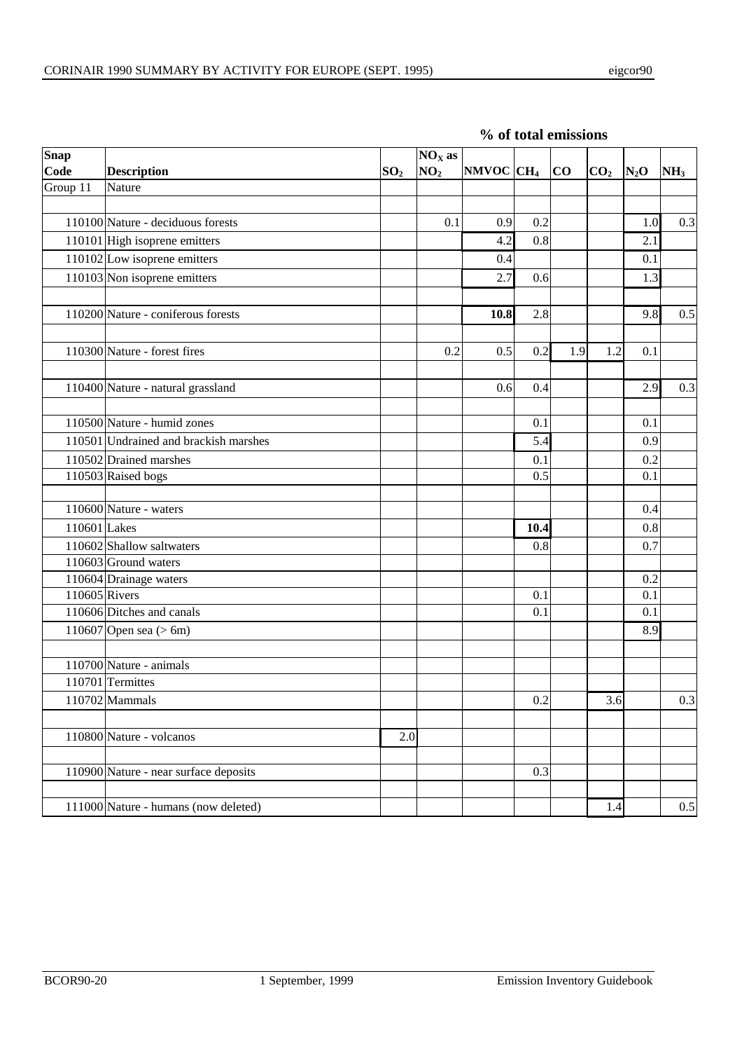**% of total emissions**

| Snap Code | Description | $SO_2$ | $NO_X$ as $NO_2$ | NMVOC | $CH_4$ | CO | $CO_2$ | $N_2O$ | $NH_3$ |
|---|---|---|---|---|---|---|---|---|---|
| Group 11 | Nature | | | | | | | | |
| | | | | | | | | | |
| 110100 | Nature - deciduous forests | | 0.1 | 0.9 | 0.2 | | | 1.0 | 0.3 |
| 110101 | High isoprene emitters | | | 4.2 | 0.8 | | | 2.1 | |
| 110102 | Low isoprene emitters | | | 0.4 | | | | 0.1 | |
| 110103 | Non isoprene emitters | | | 2.7 | 0.6 | | | 1.3 | |
| | | | | | | | | | |
| 110200 | Nature - coniferous forests | | | **10.8** | 2.8 | | | 9.8 | 0.5 |
| | | | | | | | | | |
| 110300 | Nature - forest fires | | 0.2 | 0.5 | 0.2 | 1.9 | 1.2 | 0.1 | |
| | | | | | | | | | |
| 110400 | Nature - natural grassland | | | 0.6 | 0.4 | | | 2.9 | 0.3 |
| | | | | | | | | | |
| 110500 | Nature - humid zones | | | | 0.1 | | | 0.1 | |
| 110501 | Undrained and brackish marshes | | | | 5.4 | | | 0.9 | |
| 110502 | Drained marshes | | | | 0.1 | | | 0.2 | |
| 110503 | Raised bogs | | | | 0.5 | | | 0.1 | |
| | | | | | | | | | |
| 110600 | Nature - waters | | | | | | | 0.4 | |
| 110601 | Lakes | | | | **10.4** | | | 0.8 | |
| 110602 | Shallow saltwaters | | | | 0.8 | | | 0.7 | |
| 110603 | Ground waters | | | | | | | | |
| 110604 | Drainage waters | | | | | | | 0.2 | |
| 110605 | Rivers | | | | 0.1 | | | 0.1 | |
| 110606 | Ditches and canals | | | | 0.1 | | | 0.1 | |
| 110607 | Open sea (> 6m) | | | | | | | 8.9 | |
| | | | | | | | | | |
| 110700 | Nature - animals | | | | | | | | |
| 110701 | Termittes | | | | | | | | |
| 110702 | Mammals | | | | 0.2 | | 3.6 | | 0.3 |
| | | | | | | | | | |
| 110800 | Nature - volcanos | 2.0 | | | | | | | |
| | | | | | | | | | |
| 110900 | Nature - near surface deposits | | | | 0.3 | | | | |
| | | | | | | | | | |
| 111000 | Nature - humans (now deleted) | | | | | | 1.4 | | 0.5 |